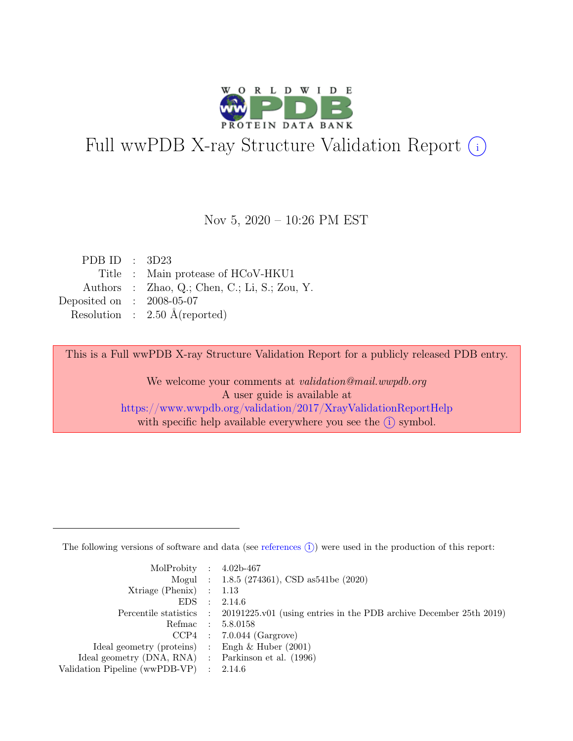# Full wwPDB X-ray Structure Validation Report (i)

Nov 5, 2020 – 10:26 PM EST

| | | |
|---|---|---|
| PDB ID | : | 3D23 |
| Title | : | Main protease of HCoV-HKU1 |
| Authors | : | Zhao, Q.; Chen, C.; Li, S.; Zou, Y. |
| Deposited on | : | 2008-05-07 |
| Resolution | : | 2.50 Å(reported) |

This is a Full wwPDB X-ray Structure Validation Report for a publicly released PDB entry.

We welcome your comments at *validation@mail.wwpdb.org*
A user guide is available at
https://www.wwpdb.org/validation/2017/XrayValidationReportHelp
with specific help available everywhere you see the (i) symbol.

---

The following versions of software and data (see references (i)) were used in the production of this report:

| | | |
|---|---|---|
| MolProbity | : | 4.02b-467 |
| Mogul | : | 1.8.5 (274361), CSD as541be (2020) |
| Xtriage (Phenix) | : | 1.13 |
| EDS | : | 2.14.6 |
| Percentile statistics | : | 20191225.v01 (using entries in the PDB archive December 25th 2019) |
| Refmac | : | 5.8.0158 |
| CCP4 | : | 7.0.044 (Gargrove) |
| Ideal geometry (proteins) | : | Engh & Huber (2001) |
| Ideal geometry (DNA, RNA) | : | Parkinson et al. (1996) |
| Validation Pipeline (wwPDB-VP) | : | 2.14.6 |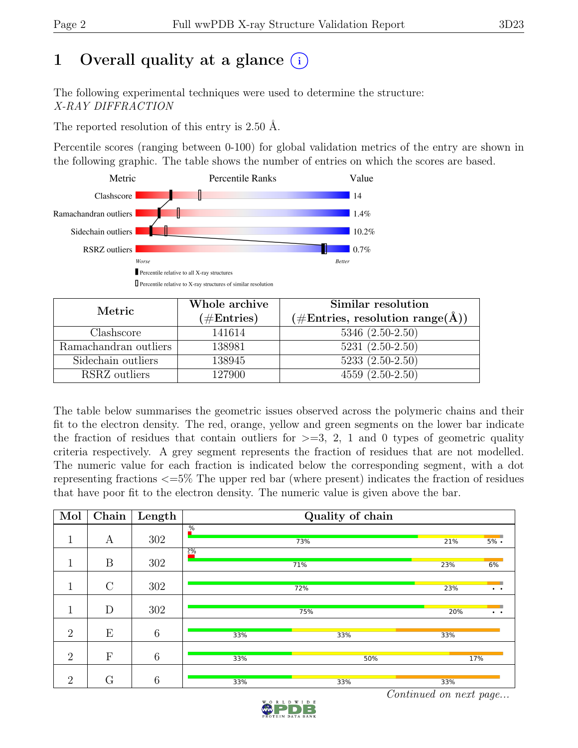# 1 Overall quality at a glance (i)

The following experimental techniques were used to determine the structure: *X-RAY DIFFRACTION*

The reported resolution of this entry is 2.50 Å.

Percentile scores (ranging between 0-100) for global validation metrics of the entry are shown in the following graphic. The table shows the number of entries on which the scores are based.

| Metric | Value |
|---|---|
| Clashscore | 14 |
| Ramachandran outliers | 1.4% |
| Sidechain outliers | 10.2% |
| RSRZ outliers | 0.7% |

Worse — Better

▮ Percentile relative to all X-ray structures

▯ Percentile relative to X-ray structures of similar resolution

| Metric | Whole archive (#Entries) | Similar resolution (#Entries, resolution range(Å)) |
|---|---|---|
| Clashscore | 141614 | 5346 (2.50-2.50) |
| Ramachandran outliers | 138981 | 5231 (2.50-2.50) |
| Sidechain outliers | 138945 | 5233 (2.50-2.50) |
| RSRZ outliers | 127900 | 4559 (2.50-2.50) |

The table below summarises the geometric issues observed across the polymeric chains and their fit to the electron density. The red, orange, yellow and green segments on the lower bar indicate the fraction of residues that contain outliers for >=3, 2, 1 and 0 types of geometric quality criteria respectively. A grey segment represents the fraction of residues that are not modelled. The numeric value for each fraction is indicated below the corresponding segment, with a dot representing fractions <=5% The upper red bar (where present) indicates the fraction of residues that have poor fit to the electron density. The numeric value is given above the bar.

| Mol | Chain | Length | Quality of chain |
|---|---|---|---|
| 1 | A | 302 | % ; 73% ; 21% ; 5% • |
| 1 | B | 302 | 2% ; 71% ; 23% ; 6% |
| 1 | C | 302 | 72% ; 23% ; • • |
| 1 | D | 302 | 75% ; 20% ; • • |
| 2 | E | 6 | 33% ; 33% ; 33% |
| 2 | F | 6 | 33% ; 50% ; 17% |
| 2 | G | 6 | 33% ; 33% ; 33% |

*Continued on next page...*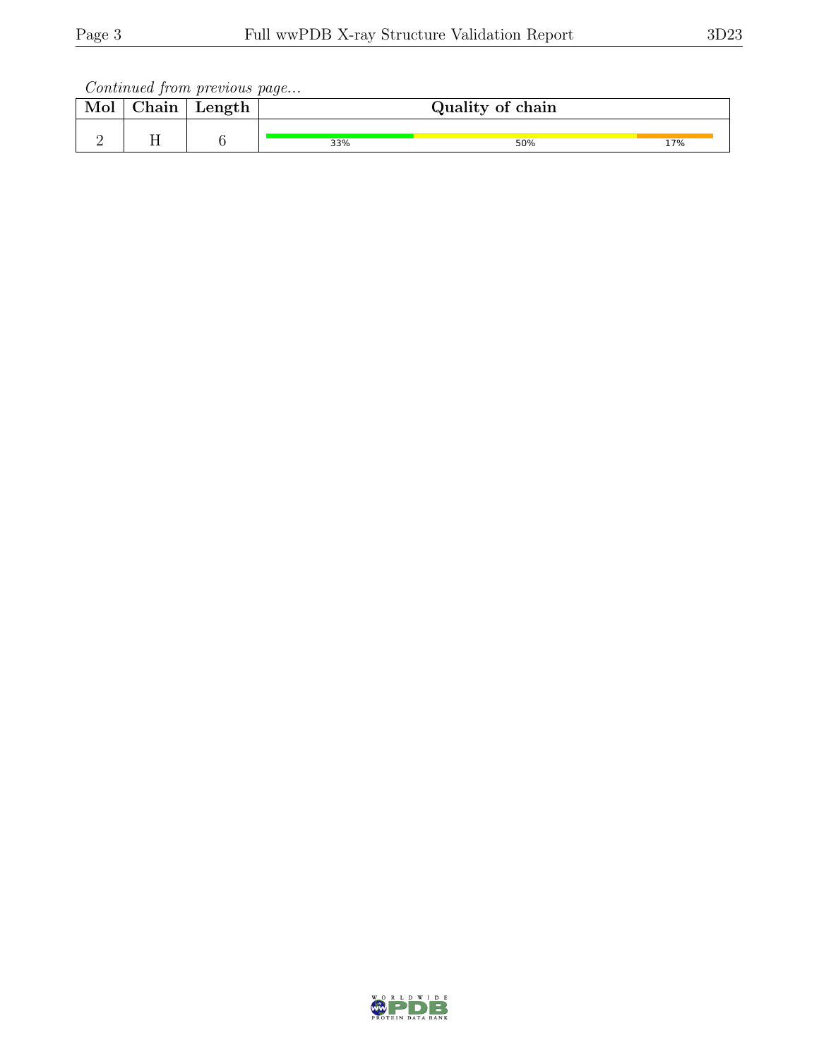*Continued from previous page...*

| Mol | Chain | Length | Quality of chain |
|---|---|---|---|
| 2 | H | 6 | 33% 50% 17% |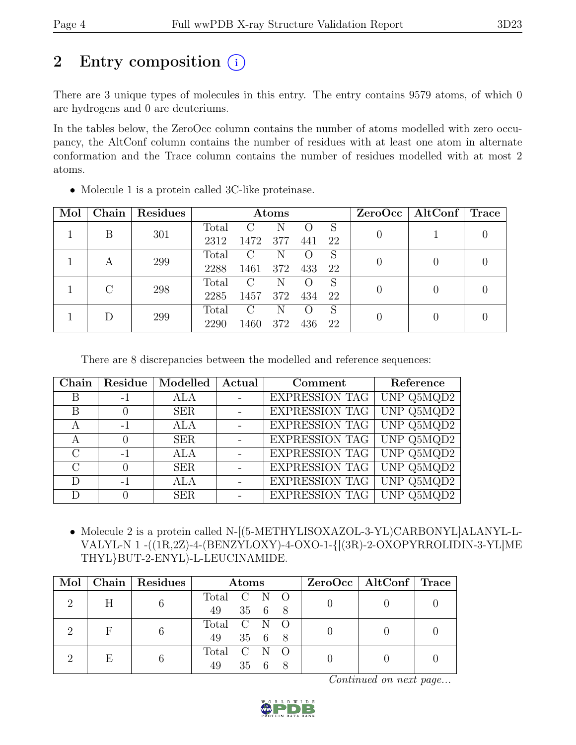# 2 Entry composition ⓘ

There are 3 unique types of molecules in this entry. The entry contains 9579 atoms, of which 0 are hydrogens and 0 are deuteriums.

In the tables below, the ZeroOcc column contains the number of atoms modelled with zero occupancy, the AltConf column contains the number of residues with at least one atom in alternate conformation and the Trace column contains the number of residues modelled with at most 2 atoms.

- Molecule 1 is a protein called 3C-like proteinase.

| Mol | Chain | Residues | Atoms | | | | | ZeroOcc | AltConf | Trace |
|---|---|---|---|---|---|---|---|---|---|---|
| | | | Total | C | N | O | S | | | |
| 1 | B | 301 | 2312 | 1472 | 377 | 441 | 22 | 0 | 1 | 0 |
| 1 | A | 299 | 2288 | 1461 | 372 | 433 | 22 | 0 | 0 | 0 |
| 1 | C | 298 | 2285 | 1457 | 372 | 434 | 22 | 0 | 0 | 0 |
| 1 | D | 299 | 2290 | 1460 | 372 | 436 | 22 | 0 | 0 | 0 |

There are 8 discrepancies between the modelled and reference sequences:

| Chain | Residue | Modelled | Actual | Comment | Reference |
|---|---|---|---|---|---|
| B | -1 | ALA | - | EXPRESSION TAG | UNP Q5MQD2 |
| B | 0 | SER | - | EXPRESSION TAG | UNP Q5MQD2 |
| A | -1 | ALA | - | EXPRESSION TAG | UNP Q5MQD2 |
| A | 0 | SER | - | EXPRESSION TAG | UNP Q5MQD2 |
| C | -1 | ALA | - | EXPRESSION TAG | UNP Q5MQD2 |
| C | 0 | SER | - | EXPRESSION TAG | UNP Q5MQD2 |
| D | -1 | ALA | - | EXPRESSION TAG | UNP Q5MQD2 |
| D | 0 | SER | - | EXPRESSION TAG | UNP Q5MQD2 |

- Molecule 2 is a protein called N-[(5-METHYLISOXAZOL-3-YL)CARBONYL]ALANYL-L-VALYL-N 1 -((1R,2Z)-4-(BENZYLOXY)-4-OXO-1-{[(3R)-2-OXOPYRROLIDIN-3-YL]METHYL}BUT-2-ENYL)-L-LEUCINAMIDE.

| Mol | Chain | Residues | Atoms | | | | ZeroOcc | AltConf | Trace |
|---|---|---|---|---|---|---|---|---|---|
| | | | Total | C | N | O | | | |
| 2 | H | 6 | 49 | 35 | 6 | 8 | 0 | 0 | 0 |
| 2 | F | 6 | 49 | 35 | 6 | 8 | 0 | 0 | 0 |
| 2 | E | 6 | 49 | 35 | 6 | 8 | 0 | 0 | 0 |

*Continued on next page...*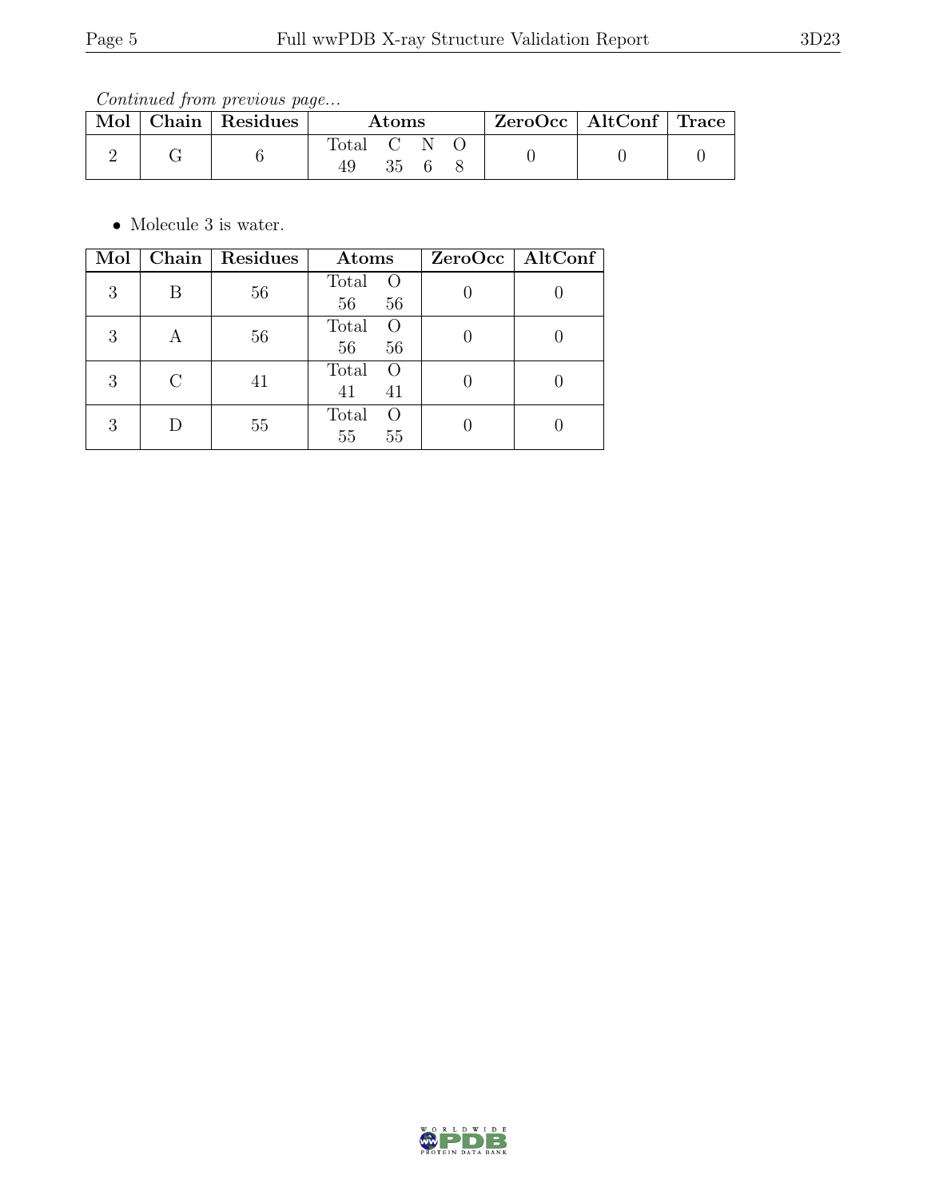*Continued from previous page...*

| Mol | Chain | Residues | Atoms | | | | ZeroOcc | AltConf | Trace |
|---|---|---|---|---|---|---|---|---|---|
| | | | Total | C | N | O | | | |
| 2 | G | 6 | 49 | 35 | 6 | 8 | 0 | 0 | 0 |

- Molecule 3 is water.

| Mol | Chain | Residues | Atoms | | ZeroOcc | AltConf |
|---|---|---|---|---|---|---|
| | | | Total | O | | |
| 3 | B | 56 | 56 | 56 | 0 | 0 |
| 3 | A | 56 | 56 | 56 | 0 | 0 |
| 3 | C | 41 | 41 | 41 | 0 | 0 |
| 3 | D | 55 | 55 | 55 | 0 | 0 |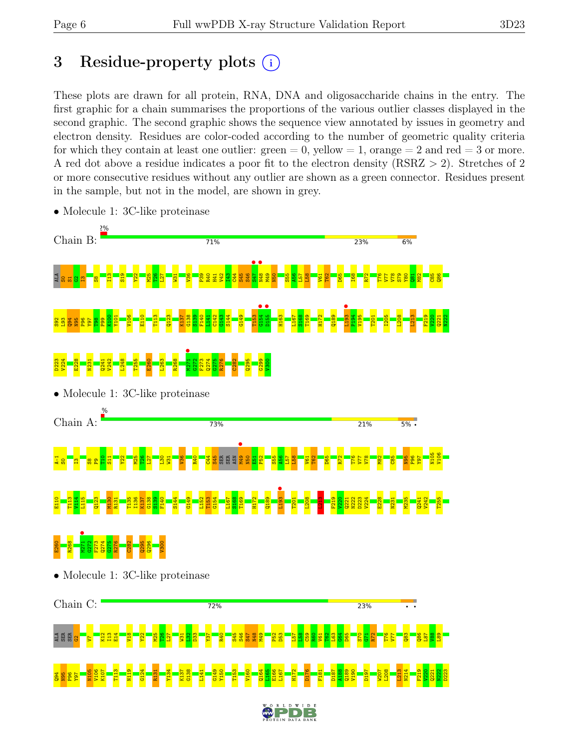# 3 Residue-property plots

These plots are drawn for all protein, RNA, DNA and oligosaccharide chains in the entry. The first graphic for a chain summarises the proportions of the various outlier classes displayed in the second graphic. The second graphic shows the sequence view annotated by issues in geometry and electron density. Residues are color-coded according to the number of geometric quality criteria for which they contain at least one outlier: green = 0, yellow = 1, orange = 2 and red = 3 or more. A red dot above a residue indicates a poor fit to the electron density (RSRZ > 2). Stretches of 2 or more consecutive residues without any outlier are shown as a green connector. Residues present in the sample, but not in the model, are shown in grey.

- Molecule 1: 3C-like proteinase

Chain B: 2% | 71% | 23% | 6%

ALA S0 S1 G2 I3 S8 I13 S19 Y22 M25 T26 L27 W31 V36 P39 R40 H41 V42 I43 C44 S45 S46 S47 N48 M49 N50 S55 A56 L57 L58 V61 T62 D65 I68 R72 T76 V77 V78 S79 Y80 Q81 M82 C85 Q86 S92 L93 Q94 N95 P96 Y97 T98 P99 K100 Y101 V106 E110 T113 Q123 K137 G138 S139 F140 L141 C142 G143 S144 G149 T153 G154 D155 H163 L167 S168 T169 H172 Q189 L193 P194 V195 T201 I205 L208 L213 F219 V220 Q221 N222 D223 V224 E228 N231 Q241 V242 L248 T255 E260 L263 R268 M271 G272 F273 Q274 G275 R276 C282 Q295 G299 V300

- Molecule 1: 3C-like proteinase

Chain A: % | 73% | 21% | 5%

A-1 S0 I3 S8 P9 T10 S11 Y22 M25 T26 L27 L30 W31 V36 R40 C44 S45 SER SER ASN M49 N50 E51 P52 S55 A56 L57 L58 V61 T62 D65 R72 T76 V77 V78 M82 C85 N95 P96 Y97 N105 V106 E110 T113 V114 L115 Q123 M130 R131 T135 I136 K137 G138 S139 F140 S144 G149 L152 T153 G154 L167 S168 T169 H172 Q189 L193 T201 L208 L213 F219 V220 Q221 N222 D223 V224 E228 N231 M235 Q241 V242 T255 E260 R268 M271 G272 F273 Q274 G275 R276 C282 Q295 Q296 V300

- Molecule 1: 3C-like proteinase

Chain C: 72% | 23%

ALA SER SER G2 V7 K12 I13 E14 V18 Y22 M25 T26 L27 W31 L32 D33 Y37 R40 S45 S46 S47 N48 M49 P52 D53 L57 L58 C59 R60 V61 T62 L63 G64 D65 S70 G71 R72 T76 V77 Q83 Q86 L87 V88 L89 Q94 N95 P96 Y97 N105 V106 K107 T113 N119 G124 R131 Y134 K137 G138 L141 G149 Y150 T153 V160 Q164 L165 E166 L167 H172 D176 F181 D187 A188 Q189 V190 D197 W207 L208 L213 N214 F219 V220 Q221 N222 D223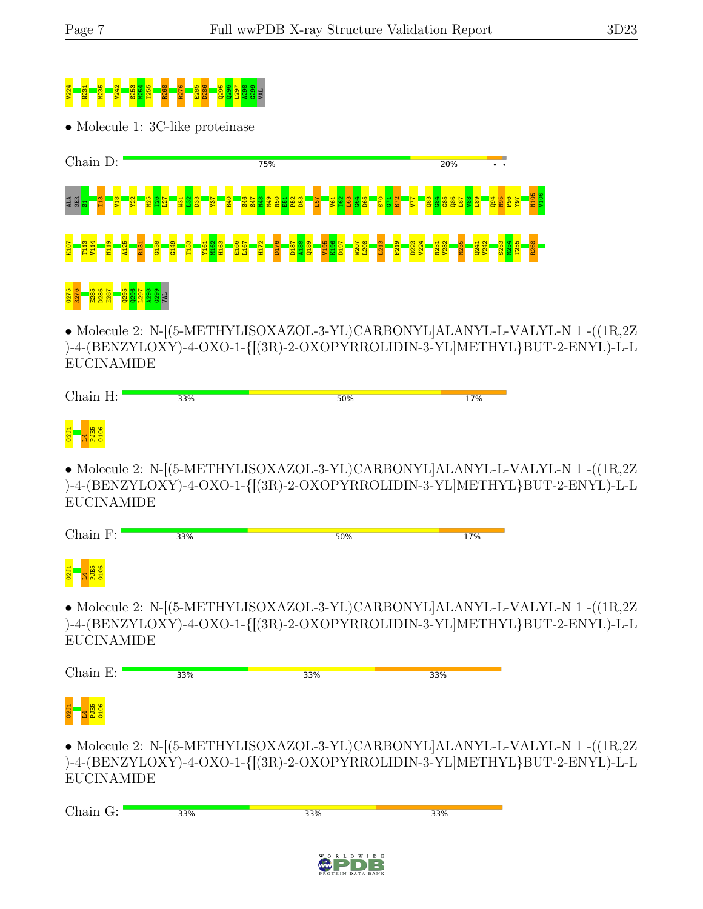V224 N231 M235 V242 S253 M254 T255 R268 R276 E285 D286 Q295 Q296 L297 A298 G299 VAL

• Molecule 1: 3C-like proteinase

Chain D: 75% 20% • •

ALA SER S1 I13 V18 Y22 M25 T26 L27 W31 L32 D33 Y37 R40 S46 S47 N48 M49 N50 E51 P52 D53 L57 V61 T62 L63 G64 D65 S70 G71 R72 V77 Q83 G84 C85 Q86 L87 V88 L89 Q94 N95 P96 Y97 N105 V106

K107 T113 V114 N119 A125 R131 G138 G149 T153 Y161 M162 H163 E166 L167 H172 D176 D187 A188 Q189 V195 K196 D197 W207 L208 L213 F219 D223 V224 N231 V232 M235 Q241 V242 S253 M254 T255 R268

G275 R276 E285 D286 E287 Q295 Q296 L297 A298 G299 VAL

• Molecule 2: N-[(5-METHYLISOXAZOL-3-YL)CARBONYL]ALANYL-L-VALYL-N 1 -((1R,2Z)-4-(BENZYLOXY)-4-OXO-1-{[(3R)-2-OXOPYRROLIDIN-3-YL]METHYL}BUT-2-ENYL)-L-LEUCINAMIDE

Chain H: 33% 50% 17%

02J1 L4 PJE5 0106

• Molecule 2: N-[(5-METHYLISOXAZOL-3-YL)CARBONYL]ALANYL-L-VALYL-N 1 -((1R,2Z)-4-(BENZYLOXY)-4-OXO-1-{[(3R)-2-OXOPYRROLIDIN-3-YL]METHYL}BUT-2-ENYL)-L-LEUCINAMIDE

Chain F: 33% 50% 17%

02J1 L4 PJE5 0106

• Molecule 2: N-[(5-METHYLISOXAZOL-3-YL)CARBONYL]ALANYL-L-VALYL-N 1 -((1R,2Z)-4-(BENZYLOXY)-4-OXO-1-{[(3R)-2-OXOPYRROLIDIN-3-YL]METHYL}BUT-2-ENYL)-L-LEUCINAMIDE

Chain E: 33% 33% 33%

02J1 L4 PJE5 0106

• Molecule 2: N-[(5-METHYLISOXAZOL-3-YL)CARBONYL]ALANYL-L-VALYL-N 1 -((1R,2Z)-4-(BENZYLOXY)-4-OXO-1-{[(3R)-2-OXOPYRROLIDIN-3-YL]METHYL}BUT-2-ENYL)-L-LEUCINAMIDE

Chain G: 33% 33% 33%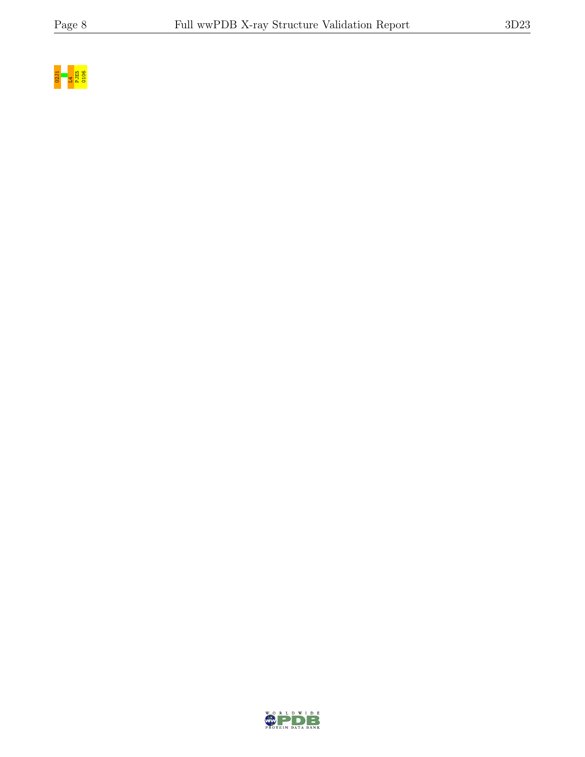Q2J1 L4 P1E5 Q106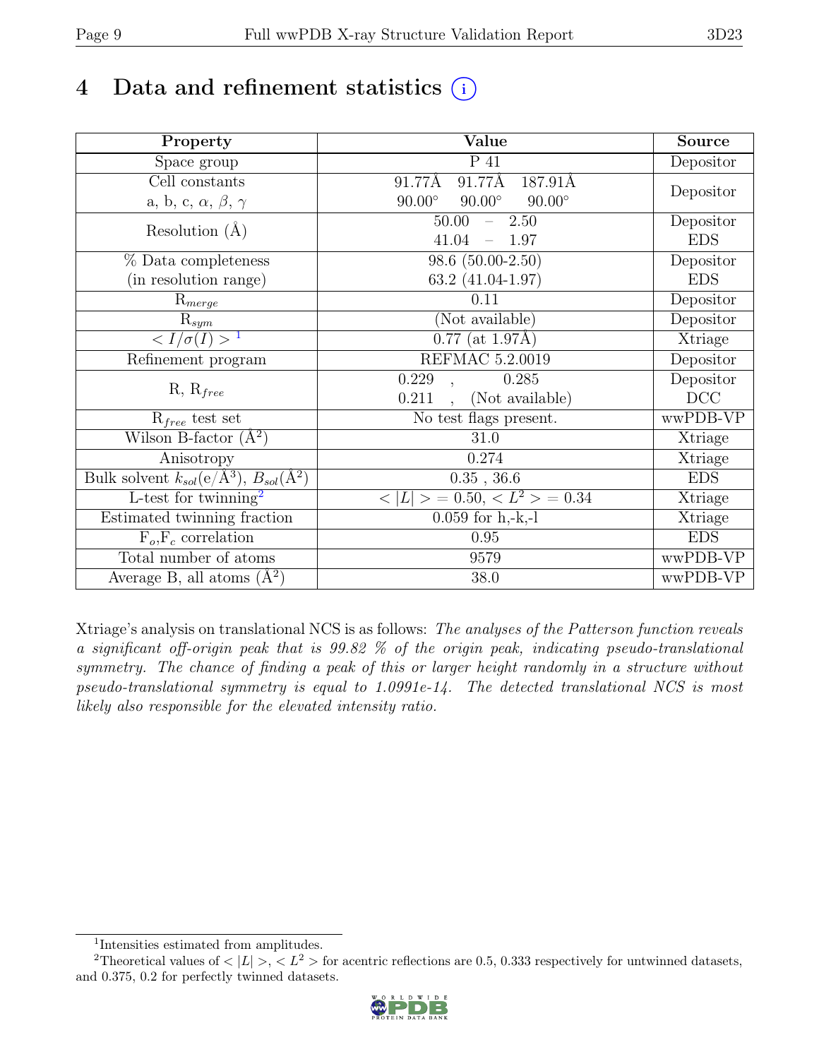# 4 Data and refinement statistics

| Property | Value | Source |
|---|---|---|
| Space group | P 41 | Depositor |
| Cell constants<br>a, b, c, $\alpha$, $\beta$, $\gamma$ | 91.77Å 91.77Å 187.91Å<br>90.00° 90.00° 90.00° | Depositor |
| Resolution (Å) | 50.00 – 2.50<br>41.04 – 1.97 | Depositor<br>EDS |
| % Data completeness<br>(in resolution range) | 98.6 (50.00-2.50)<br>63.2 (41.04-1.97) | Depositor<br>EDS |
| $R_{merge}$ | 0.11 | Depositor |
| $R_{sym}$ | (Not available) | Depositor |
| $< I/\sigma(I) >$ [1] | 0.77 (at 1.97Å) | Xtriage |
| Refinement program | REFMAC 5.2.0019 | Depositor |
| R, $R_{free}$ | 0.229 , 0.285<br>0.211 , (Not available) | Depositor<br>DCC |
| $R_{free}$ test set | No test flags present. | wwPDB-VP |
| Wilson B-factor (Å$^2$) | 31.0 | Xtriage |
| Anisotropy | 0.274 | Xtriage |
| Bulk solvent $k_{sol}$(e/Å$^3$), $B_{sol}$(Å$^2$) | 0.35 , 36.6 | EDS |
| L-test for twinning[2] | $< \|L\| > = 0.50$, $< L^2 > = 0.34$ | Xtriage |
| Estimated twinning fraction | 0.059 for h,-k,-l | Xtriage |
| $F_o$,$F_c$ correlation | 0.95 | EDS |
| Total number of atoms | 9579 | wwPDB-VP |
| Average B, all atoms (Å$^2$) | 38.0 | wwPDB-VP |

Xtriage's analysis on translational NCS is as follows: *The analyses of the Patterson function reveals a significant off-origin peak that is 99.82 % of the origin peak, indicating pseudo-translational symmetry. The chance of finding a peak of this or larger height randomly in a structure without pseudo-translational symmetry is equal to 1.0991e-14. The detected translational NCS is most likely also responsible for the elevated intensity ratio.*

[1] Intensities estimated from amplitudes.

[2] Theoretical values of $< |L| >$, $< L^2 >$ for acentric reflections are 0.5, 0.333 respectively for untwinned datasets, and 0.375, 0.2 for perfectly twinned datasets.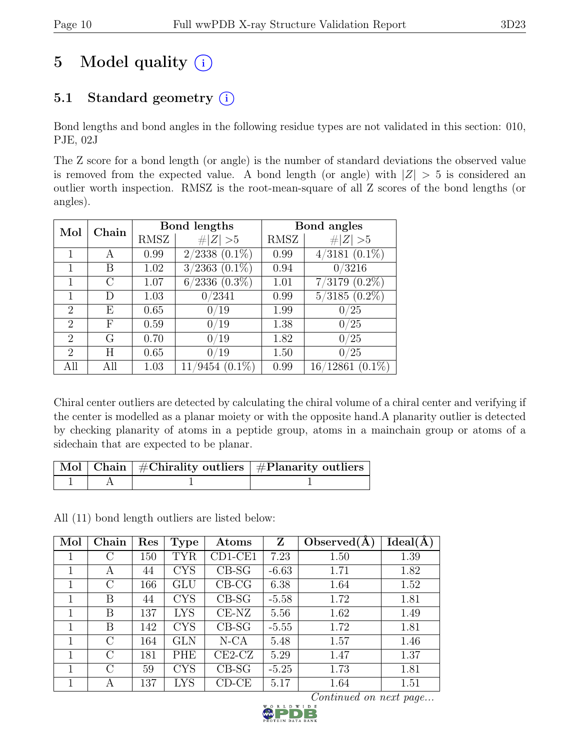# 5 Model quality (i)

## 5.1 Standard geometry (i)

Bond lengths and bond angles in the following residue types are not validated in this section: 010, PJE, 02J

The Z score for a bond length (or angle) is the number of standard deviations the observed value is removed from the expected value. A bond length (or angle) with $|Z| > 5$ is considered an outlier worth inspection. RMSZ is the root-mean-square of all Z scores of the bond lengths (or angles).

| Mol | Chain | Bond lengths | | Bond angles | |
|---|---|---|---|---|---|
| | | RMSZ | #$\|Z\|$ >5 | RMSZ | #$\|Z\|$ >5 |
| 1 | A | 0.99 | 2/2338 (0.1%) | 0.99 | 4/3181 (0.1%) |
| 1 | B | 1.02 | 3/2363 (0.1%) | 0.94 | 0/3216 |
| 1 | C | 1.07 | 6/2336 (0.3%) | 1.01 | 7/3179 (0.2%) |
| 1 | D | 1.03 | 0/2341 | 0.99 | 5/3185 (0.2%) |
| 2 | E | 0.65 | 0/19 | 1.99 | 0/25 |
| 2 | F | 0.59 | 0/19 | 1.38 | 0/25 |
| 2 | G | 0.70 | 0/19 | 1.82 | 0/25 |
| 2 | H | 0.65 | 0/19 | 1.50 | 0/25 |
| All | All | 1.03 | 11/9454 (0.1%) | 0.99 | 16/12861 (0.1%) |

Chiral center outliers are detected by calculating the chiral volume of a chiral center and verifying if the center is modelled as a planar moiety or with the opposite hand.A planarity outlier is detected by checking planarity of atoms in a peptide group, atoms in a mainchain group or atoms of a sidechain that are expected to be planar.

| Mol | Chain | #Chirality outliers | #Planarity outliers |
|---|---|---|---|
| 1 | A | 1 | 1 |

All (11) bond length outliers are listed below:

| Mol | Chain | Res | Type | Atoms | Z | Observed(Å) | Ideal(Å) |
|---|---|---|---|---|---|---|---|
| 1 | C | 150 | TYR | CD1-CE1 | 7.23 | 1.50 | 1.39 |
| 1 | A | 44 | CYS | CB-SG | -6.63 | 1.71 | 1.82 |
| 1 | C | 166 | GLU | CB-CG | 6.38 | 1.64 | 1.52 |
| 1 | B | 44 | CYS | CB-SG | -5.58 | 1.72 | 1.81 |
| 1 | B | 137 | LYS | CE-NZ | 5.56 | 1.62 | 1.49 |
| 1 | B | 142 | CYS | CB-SG | -5.55 | 1.72 | 1.81 |
| 1 | C | 164 | GLN | N-CA | 5.48 | 1.57 | 1.46 |
| 1 | C | 181 | PHE | CE2-CZ | 5.29 | 1.47 | 1.37 |
| 1 | C | 59 | CYS | CB-SG | -5.25 | 1.73 | 1.81 |
| 1 | A | 137 | LYS | CD-CE | 5.17 | 1.64 | 1.51 |

*Continued on next page...*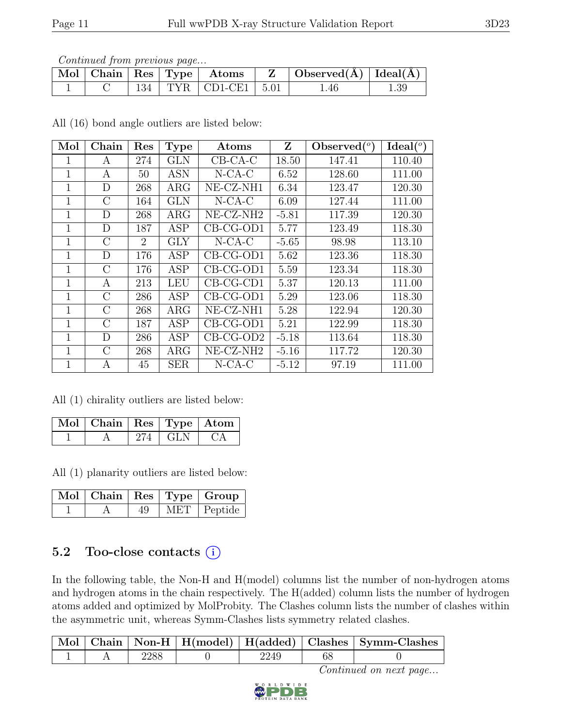*Continued from previous page...*

| Mol | Chain | Res | Type | Atoms | Z | Observed(Å) | Ideal(Å) |
|---|---|---|---|---|---|---|---|
| 1 | C | 134 | TYR | CD1-CE1 | 5.01 | 1.46 | 1.39 |

All (16) bond angle outliers are listed below:

| Mol | Chain | Res | Type | Atoms | Z | Observed(°) | Ideal(°) |
|---|---|---|---|---|---|---|---|
| 1 | A | 274 | GLN | CB-CA-C | 18.50 | 147.41 | 110.40 |
| 1 | A | 50 | ASN | N-CA-C | 6.52 | 128.60 | 111.00 |
| 1 | D | 268 | ARG | NE-CZ-NH1 | 6.34 | 123.47 | 120.30 |
| 1 | C | 164 | GLN | N-CA-C | 6.09 | 127.44 | 111.00 |
| 1 | D | 268 | ARG | NE-CZ-NH2 | -5.81 | 117.39 | 120.30 |
| 1 | D | 187 | ASP | CB-CG-OD1 | 5.77 | 123.49 | 118.30 |
| 1 | C | 2 | GLY | N-CA-C | -5.65 | 98.98 | 113.10 |
| 1 | D | 176 | ASP | CB-CG-OD1 | 5.62 | 123.36 | 118.30 |
| 1 | C | 176 | ASP | CB-CG-OD1 | 5.59 | 123.34 | 118.30 |
| 1 | A | 213 | LEU | CB-CG-CD1 | 5.37 | 120.13 | 111.00 |
| 1 | C | 286 | ASP | CB-CG-OD1 | 5.29 | 123.06 | 118.30 |
| 1 | C | 268 | ARG | NE-CZ-NH1 | 5.28 | 122.94 | 120.30 |
| 1 | C | 187 | ASP | CB-CG-OD1 | 5.21 | 122.99 | 118.30 |
| 1 | D | 286 | ASP | CB-CG-OD2 | -5.18 | 113.64 | 118.30 |
| 1 | C | 268 | ARG | NE-CZ-NH2 | -5.16 | 117.72 | 120.30 |
| 1 | A | 45 | SER | N-CA-C | -5.12 | 97.19 | 111.00 |

All (1) chirality outliers are listed below:

| Mol | Chain | Res | Type | Atom |
|---|---|---|---|---|
| 1 | A | 274 | GLN | CA |

All (1) planarity outliers are listed below:

| Mol | Chain | Res | Type | Group |
|---|---|---|---|---|
| 1 | A | 49 | MET | Peptide |

## 5.2 Too-close contacts

In the following table, the Non-H and H(model) columns list the number of non-hydrogen atoms and hydrogen atoms in the chain respectively. The H(added) column lists the number of hydrogen atoms added and optimized by MolProbity. The Clashes column lists the number of clashes within the asymmetric unit, whereas Symm-Clashes lists symmetry related clashes.

| Mol | Chain | Non-H | H(model) | H(added) | Clashes | Symm-Clashes |
|---|---|---|---|---|---|---|
| 1 | A | 2288 | 0 | 2249 | 68 | 0 |

*Continued on next page...*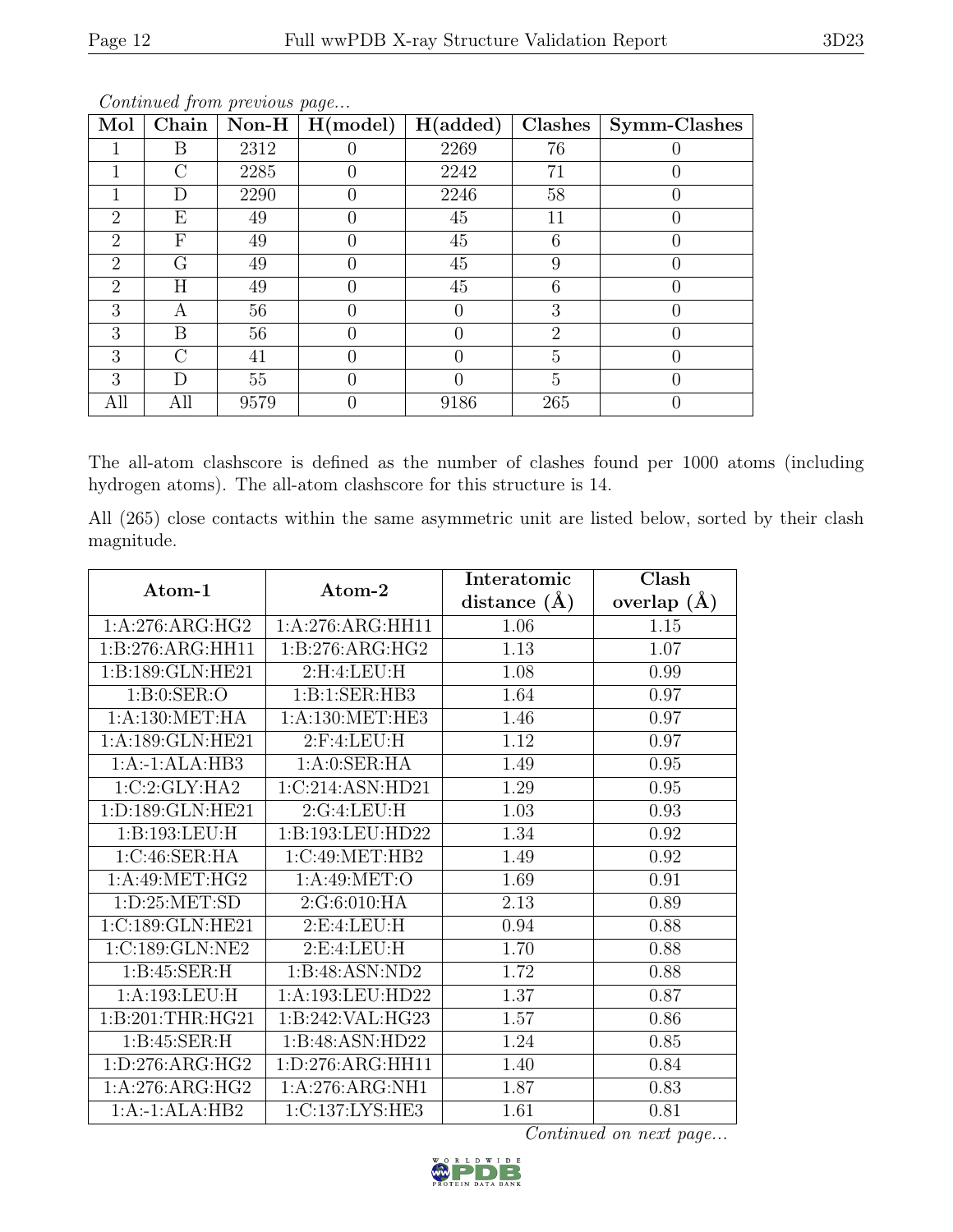*Continued from previous page...*

| Mol | Chain | Non-H | H(model) | H(added) | Clashes | Symm-Clashes |
|---|---|---|---|---|---|---|
| 1 | B | 2312 | 0 | 2269 | 76 | 0 |
| 1 | C | 2285 | 0 | 2242 | 71 | 0 |
| 1 | D | 2290 | 0 | 2246 | 58 | 0 |
| 2 | E | 49 | 0 | 45 | 11 | 0 |
| 2 | F | 49 | 0 | 45 | 6 | 0 |
| 2 | G | 49 | 0 | 45 | 9 | 0 |
| 2 | H | 49 | 0 | 45 | 6 | 0 |
| 3 | A | 56 | 0 | 0 | 3 | 0 |
| 3 | B | 56 | 0 | 0 | 2 | 0 |
| 3 | C | 41 | 0 | 0 | 5 | 0 |
| 3 | D | 55 | 0 | 0 | 5 | 0 |
| All | All | 9579 | 0 | 9186 | 265 | 0 |

The all-atom clashscore is defined as the number of clashes found per 1000 atoms (including hydrogen atoms). The all-atom clashscore for this structure is 14.

All (265) close contacts within the same asymmetric unit are listed below, sorted by their clash magnitude.

| Atom-1 | Atom-2 | Interatomic distance (Å) | Clash overlap (Å) |
|---|---|---|---|
| 1:A:276:ARG:HG2 | 1:A:276:ARG:HH11 | 1.06 | 1.15 |
| 1:B:276:ARG:HH11 | 1:B:276:ARG:HG2 | 1.13 | 1.07 |
| 1:B:189:GLN:HE21 | 2:H:4:LEU:H | 1.08 | 0.99 |
| 1:B:0:SER:O | 1:B:1:SER:HB3 | 1.64 | 0.97 |
| 1:A:130:MET:HA | 1:A:130:MET:HE3 | 1.46 | 0.97 |
| 1:A:189:GLN:HE21 | 2:F:4:LEU:H | 1.12 | 0.97 |
| 1:A:-1:ALA:HB3 | 1:A:0:SER:HA | 1.49 | 0.95 |
| 1:C:2:GLY:HA2 | 1:C:214:ASN:HD21 | 1.29 | 0.95 |
| 1:D:189:GLN:HE21 | 2:G:4:LEU:H | 1.03 | 0.93 |
| 1:B:193:LEU:H | 1:B:193:LEU:HD22 | 1.34 | 0.92 |
| 1:C:46:SER:HA | 1:C:49:MET:HB2 | 1.49 | 0.92 |
| 1:A:49:MET:HG2 | 1:A:49:MET:O | 1.69 | 0.91 |
| 1:D:25:MET:SD | 2:G:6:010:HA | 2.13 | 0.89 |
| 1:C:189:GLN:HE21 | 2:E:4:LEU:H | 0.94 | 0.88 |
| 1:C:189:GLN:NE2 | 2:E:4:LEU:H | 1.70 | 0.88 |
| 1:B:45:SER:H | 1:B:48:ASN:ND2 | 1.72 | 0.88 |
| 1:A:193:LEU:H | 1:A:193:LEU:HD22 | 1.37 | 0.87 |
| 1:B:201:THR:HG21 | 1:B:242:VAL:HG23 | 1.57 | 0.86 |
| 1:B:45:SER:H | 1:B:48:ASN:HD22 | 1.24 | 0.85 |
| 1:D:276:ARG:HG2 | 1:D:276:ARG:HH11 | 1.40 | 0.84 |
| 1:A:276:ARG:HG2 | 1:A:276:ARG:NH1 | 1.87 | 0.83 |
| 1:A:-1:ALA:HB2 | 1:C:137:LYS:HE3 | 1.61 | 0.81 |

*Continued on next page...*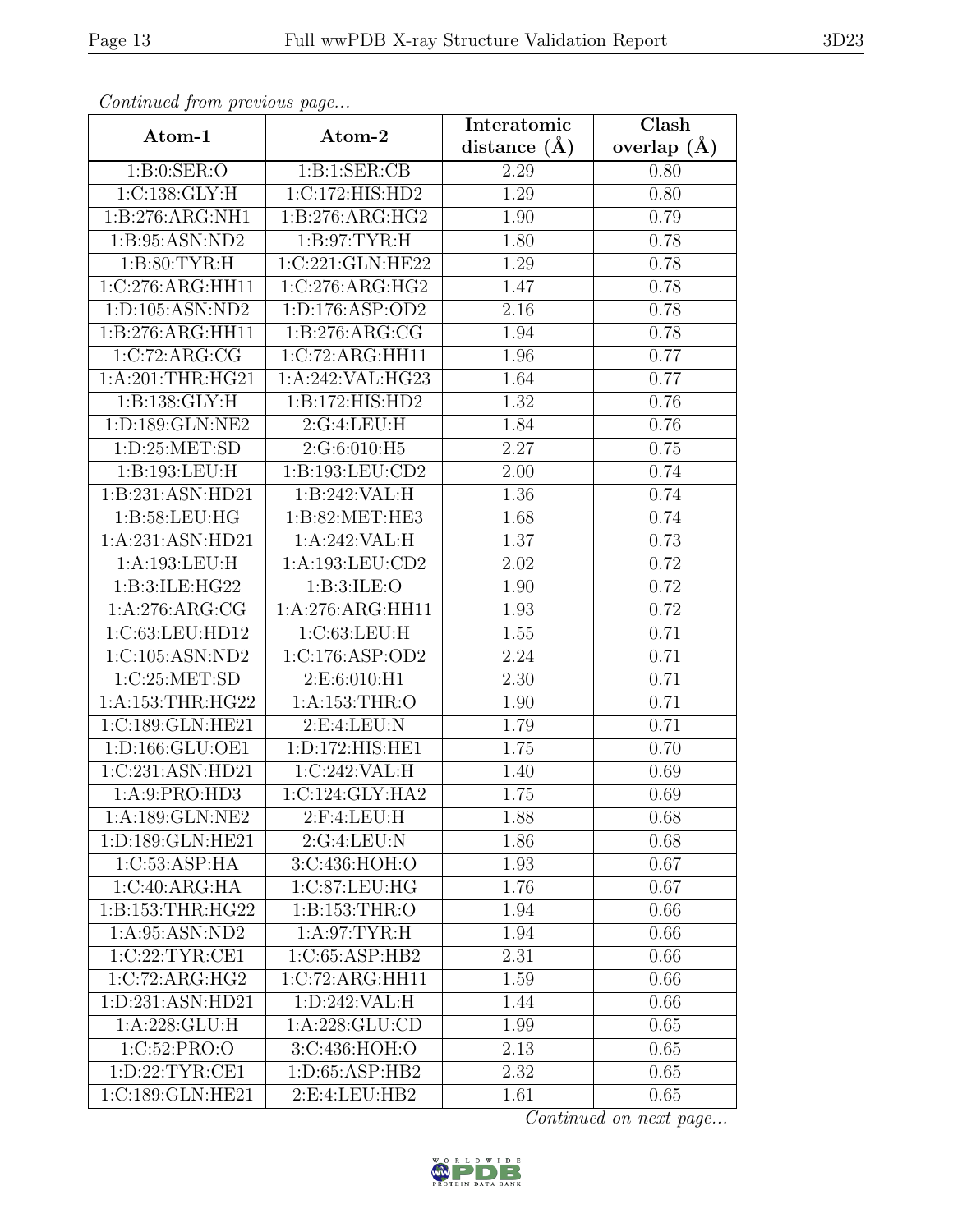*Continued from previous page...*

| Atom-1 | Atom-2 | Interatomic distance (Å) | Clash overlap (Å) |
|---|---|---|---|
| 1:B:0:SER:O | 1:B:1:SER:CB | 2.29 | 0.80 |
| 1:C:138:GLY:H | 1:C:172:HIS:HD2 | 1.29 | 0.80 |
| 1:B:276:ARG:NH1 | 1:B:276:ARG:HG2 | 1.90 | 0.79 |
| 1:B:95:ASN:ND2 | 1:B:97:TYR:H | 1.80 | 0.78 |
| 1:B:80:TYR:H | 1:C:221:GLN:HE22 | 1.29 | 0.78 |
| 1:C:276:ARG:HH11 | 1:C:276:ARG:HG2 | 1.47 | 0.78 |
| 1:D:105:ASN:ND2 | 1:D:176:ASP:OD2 | 2.16 | 0.78 |
| 1:B:276:ARG:HH11 | 1:B:276:ARG:CG | 1.94 | 0.78 |
| 1:C:72:ARG:CG | 1:C:72:ARG:HH11 | 1.96 | 0.77 |
| 1:A:201:THR:HG21 | 1:A:242:VAL:HG23 | 1.64 | 0.77 |
| 1:B:138:GLY:H | 1:B:172:HIS:HD2 | 1.32 | 0.76 |
| 1:D:189:GLN:NE2 | 2:G:4:LEU:H | 1.84 | 0.76 |
| 1:D:25:MET:SD | 2:G:6:010:H5 | 2.27 | 0.75 |
| 1:B:193:LEU:H | 1:B:193:LEU:CD2 | 2.00 | 0.74 |
| 1:B:231:ASN:HD21 | 1:B:242:VAL:H | 1.36 | 0.74 |
| 1:B:58:LEU:HG | 1:B:82:MET:HE3 | 1.68 | 0.74 |
| 1:A:231:ASN:HD21 | 1:A:242:VAL:H | 1.37 | 0.73 |
| 1:A:193:LEU:H | 1:A:193:LEU:CD2 | 2.02 | 0.72 |
| 1:B:3:ILE:HG22 | 1:B:3:ILE:O | 1.90 | 0.72 |
| 1:A:276:ARG:CG | 1:A:276:ARG:HH11 | 1.93 | 0.72 |
| 1:C:63:LEU:HD12 | 1:C:63:LEU:H | 1.55 | 0.71 |
| 1:C:105:ASN:ND2 | 1:C:176:ASP:OD2 | 2.24 | 0.71 |
| 1:C:25:MET:SD | 2:E:6:010:H1 | 2.30 | 0.71 |
| 1:A:153:THR:HG22 | 1:A:153:THR:O | 1.90 | 0.71 |
| 1:C:189:GLN:HE21 | 2:E:4:LEU:N | 1.79 | 0.71 |
| 1:D:166:GLU:OE1 | 1:D:172:HIS:HE1 | 1.75 | 0.70 |
| 1:C:231:ASN:HD21 | 1:C:242:VAL:H | 1.40 | 0.69 |
| 1:A:9:PRO:HD3 | 1:C:124:GLY:HA2 | 1.75 | 0.69 |
| 1:A:189:GLN:NE2 | 2:F:4:LEU:H | 1.88 | 0.68 |
| 1:D:189:GLN:HE21 | 2:G:4:LEU:N | 1.86 | 0.68 |
| 1:C:53:ASP:HA | 3:C:436:HOH:O | 1.93 | 0.67 |
| 1:C:40:ARG:HA | 1:C:87:LEU:HG | 1.76 | 0.67 |
| 1:B:153:THR:HG22 | 1:B:153:THR:O | 1.94 | 0.66 |
| 1:A:95:ASN:ND2 | 1:A:97:TYR:H | 1.94 | 0.66 |
| 1:C:22:TYR:CE1 | 1:C:65:ASP:HB2 | 2.31 | 0.66 |
| 1:C:72:ARG:HG2 | 1:C:72:ARG:HH11 | 1.59 | 0.66 |
| 1:D:231:ASN:HD21 | 1:D:242:VAL:H | 1.44 | 0.66 |
| 1:A:228:GLU:H | 1:A:228:GLU:CD | 1.99 | 0.65 |
| 1:C:52:PRO:O | 3:C:436:HOH:O | 2.13 | 0.65 |
| 1:D:22:TYR:CE1 | 1:D:65:ASP:HB2 | 2.32 | 0.65 |
| 1:C:189:GLN:HE21 | 2:E:4:LEU:HB2 | 1.61 | 0.65 |

*Continued on next page...*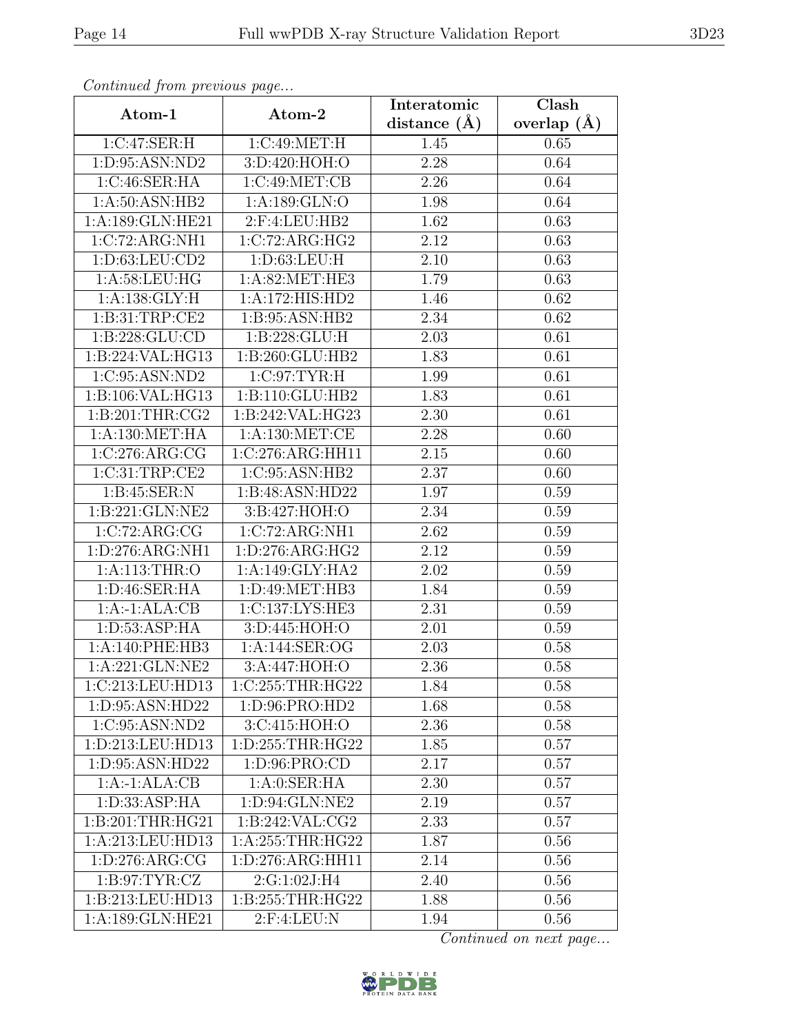*Continued from previous page...*

| Atom-1 | Atom-2 | Interatomic distance (Å) | Clash overlap (Å) |
|---|---|---|---|
| 1:C:47:SER:H | 1:C:49:MET:H | 1.45 | 0.65 |
| 1:D:95:ASN:ND2 | 3:D:420:HOH:O | 2.28 | 0.64 |
| 1:C:46:SER:HA | 1:C:49:MET:CB | 2.26 | 0.64 |
| 1:A:50:ASN:HB2 | 1:A:189:GLN:O | 1.98 | 0.64 |
| 1:A:189:GLN:HE21 | 2:F:4:LEU:HB2 | 1.62 | 0.63 |
| 1:C:72:ARG:NH1 | 1:C:72:ARG:HG2 | 2.12 | 0.63 |
| 1:D:63:LEU:CD2 | 1:D:63:LEU:H | 2.10 | 0.63 |
| 1:A:58:LEU:HG | 1:A:82:MET:HE3 | 1.79 | 0.63 |
| 1:A:138:GLY:H | 1:A:172:HIS:HD2 | 1.46 | 0.62 |
| 1:B:31:TRP:CE2 | 1:B:95:ASN:HB2 | 2.34 | 0.62 |
| 1:B:228:GLU:CD | 1:B:228:GLU:H | 2.03 | 0.61 |
| 1:B:224:VAL:HG13 | 1:B:260:GLU:HB2 | 1.83 | 0.61 |
| 1:C:95:ASN:ND2 | 1:C:97:TYR:H | 1.99 | 0.61 |
| 1:B:106:VAL:HG13 | 1:B:110:GLU:HB2 | 1.83 | 0.61 |
| 1:B:201:THR:CG2 | 1:B:242:VAL:HG23 | 2.30 | 0.61 |
| 1:A:130:MET:HA | 1:A:130:MET:CE | 2.28 | 0.60 |
| 1:C:276:ARG:CG | 1:C:276:ARG:HH11 | 2.15 | 0.60 |
| 1:C:31:TRP:CE2 | 1:C:95:ASN:HB2 | 2.37 | 0.60 |
| 1:B:45:SER:N | 1:B:48:ASN:HD22 | 1.97 | 0.59 |
| 1:B:221:GLN:NE2 | 3:B:427:HOH:O | 2.34 | 0.59 |
| 1:C:72:ARG:CG | 1:C:72:ARG:NH1 | 2.62 | 0.59 |
| 1:D:276:ARG:NH1 | 1:D:276:ARG:HG2 | 2.12 | 0.59 |
| 1:A:113:THR:O | 1:A:149:GLY:HA2 | 2.02 | 0.59 |
| 1:D:46:SER:HA | 1:D:49:MET:HB3 | 1.84 | 0.59 |
| 1:A:-1:ALA:CB | 1:C:137:LYS:HE3 | 2.31 | 0.59 |
| 1:D:53:ASP:HA | 3:D:445:HOH:O | 2.01 | 0.59 |
| 1:A:140:PHE:HB3 | 1:A:144:SER:OG | 2.03 | 0.58 |
| 1:A:221:GLN:NE2 | 3:A:447:HOH:O | 2.36 | 0.58 |
| 1:C:213:LEU:HD13 | 1:C:255:THR:HG22 | 1.84 | 0.58 |
| 1:D:95:ASN:HD22 | 1:D:96:PRO:HD2 | 1.68 | 0.58 |
| 1:C:95:ASN:ND2 | 3:C:415:HOH:O | 2.36 | 0.58 |
| 1:D:213:LEU:HD13 | 1:D:255:THR:HG22 | 1.85 | 0.57 |
| 1:D:95:ASN:HD22 | 1:D:96:PRO:CD | 2.17 | 0.57 |
| 1:A:-1:ALA:CB | 1:A:0:SER:HA | 2.30 | 0.57 |
| 1:D:33:ASP:HA | 1:D:94:GLN:NE2 | 2.19 | 0.57 |
| 1:B:201:THR:HG21 | 1:B:242:VAL:CG2 | 2.33 | 0.57 |
| 1:A:213:LEU:HD13 | 1:A:255:THR:HG22 | 1.87 | 0.56 |
| 1:D:276:ARG:CG | 1:D:276:ARG:HH11 | 2.14 | 0.56 |
| 1:B:97:TYR:CZ | 2:G:1:02J:H4 | 2.40 | 0.56 |
| 1:B:213:LEU:HD13 | 1:B:255:THR:HG22 | 1.88 | 0.56 |
| 1:A:189:GLN:HE21 | 2:F:4:LEU:N | 1.94 | 0.56 |

*Continued on next page...*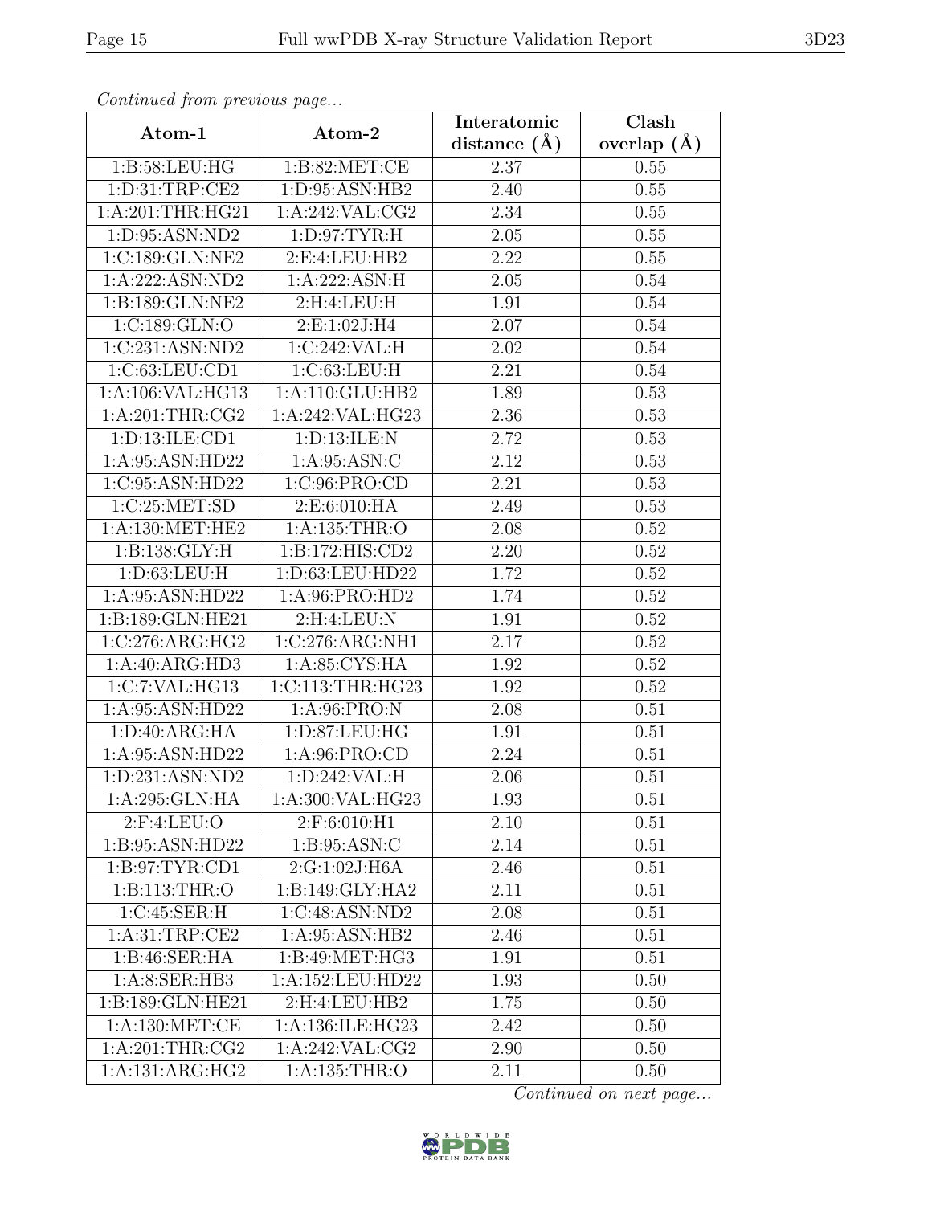*Continued from previous page...*

| Atom-1 | Atom-2 | Interatomic distance (Å) | Clash overlap (Å) |
|---|---|---|---|
| 1:B:58:LEU:HG | 1:B:82:MET:CE | 2.37 | 0.55 |
| 1:D:31:TRP:CE2 | 1:D:95:ASN:HB2 | 2.40 | 0.55 |
| 1:A:201:THR:HG21 | 1:A:242:VAL:CG2 | 2.34 | 0.55 |
| 1:D:95:ASN:ND2 | 1:D:97:TYR:H | 2.05 | 0.55 |
| 1:C:189:GLN:NE2 | 2:E:4:LEU:HB2 | 2.22 | 0.55 |
| 1:A:222:ASN:ND2 | 1:A:222:ASN:H | 2.05 | 0.54 |
| 1:B:189:GLN:NE2 | 2:H:4:LEU:H | 1.91 | 0.54 |
| 1:C:189:GLN:O | 2:E:1:02J:H4 | 2.07 | 0.54 |
| 1:C:231:ASN:ND2 | 1:C:242:VAL:H | 2.02 | 0.54 |
| 1:C:63:LEU:CD1 | 1:C:63:LEU:H | 2.21 | 0.54 |
| 1:A:106:VAL:HG13 | 1:A:110:GLU:HB2 | 1.89 | 0.53 |
| 1:A:201:THR:CG2 | 1:A:242:VAL:HG23 | 2.36 | 0.53 |
| 1:D:13:ILE:CD1 | 1:D:13:ILE:N | 2.72 | 0.53 |
| 1:A:95:ASN:HD22 | 1:A:95:ASN:C | 2.12 | 0.53 |
| 1:C:95:ASN:HD22 | 1:C:96:PRO:CD | 2.21 | 0.53 |
| 1:C:25:MET:SD | 2:E:6:010:HA | 2.49 | 0.53 |
| 1:A:130:MET:HE2 | 1:A:135:THR:O | 2.08 | 0.52 |
| 1:B:138:GLY:H | 1:B:172:HIS:CD2 | 2.20 | 0.52 |
| 1:D:63:LEU:H | 1:D:63:LEU:HD22 | 1.72 | 0.52 |
| 1:A:95:ASN:HD22 | 1:A:96:PRO:HD2 | 1.74 | 0.52 |
| 1:B:189:GLN:HE21 | 2:H:4:LEU:N | 1.91 | 0.52 |
| 1:C:276:ARG:HG2 | 1:C:276:ARG:NH1 | 2.17 | 0.52 |
| 1:A:40:ARG:HD3 | 1:A:85:CYS:HA | 1.92 | 0.52 |
| 1:C:7:VAL:HG13 | 1:C:113:THR:HG23 | 1.92 | 0.52 |
| 1:A:95:ASN:HD22 | 1:A:96:PRO:N | 2.08 | 0.51 |
| 1:D:40:ARG:HA | 1:D:87:LEU:HG | 1.91 | 0.51 |
| 1:A:95:ASN:HD22 | 1:A:96:PRO:CD | 2.24 | 0.51 |
| 1:D:231:ASN:ND2 | 1:D:242:VAL:H | 2.06 | 0.51 |
| 1:A:295:GLN:HA | 1:A:300:VAL:HG23 | 1.93 | 0.51 |
| 2:F:4:LEU:O | 2:F:6:010:H1 | 2.10 | 0.51 |
| 1:B:95:ASN:HD22 | 1:B:95:ASN:C | 2.14 | 0.51 |
| 1:B:97:TYR:CD1 | 2:G:1:02J:H6A | 2.46 | 0.51 |
| 1:B:113:THR:O | 1:B:149:GLY:HA2 | 2.11 | 0.51 |
| 1:C:45:SER:H | 1:C:48:ASN:ND2 | 2.08 | 0.51 |
| 1:A:31:TRP:CE2 | 1:A:95:ASN:HB2 | 2.46 | 0.51 |
| 1:B:46:SER:HA | 1:B:49:MET:HG3 | 1.91 | 0.51 |
| 1:A:8:SER:HB3 | 1:A:152:LEU:HD22 | 1.93 | 0.50 |
| 1:B:189:GLN:HE21 | 2:H:4:LEU:HB2 | 1.75 | 0.50 |
| 1:A:130:MET:CE | 1:A:136:ILE:HG23 | 2.42 | 0.50 |
| 1:A:201:THR:CG2 | 1:A:242:VAL:CG2 | 2.90 | 0.50 |
| 1:A:131:ARG:HG2 | 1:A:135:THR:O | 2.11 | 0.50 |

*Continued on next page...*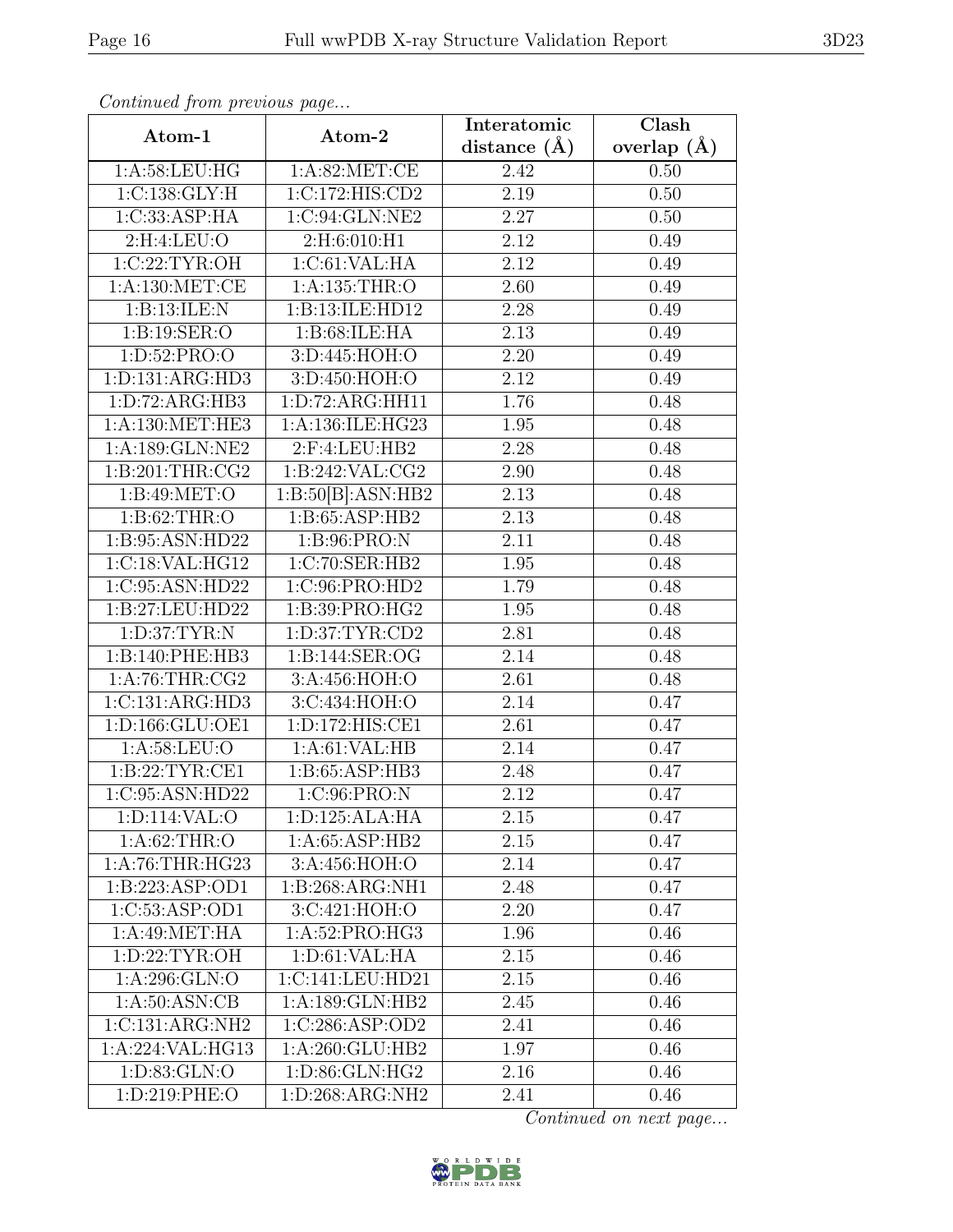*Continued from previous page...*

| Atom-1 | Atom-2 | Interatomic distance (Å) | Clash overlap (Å) |
| --- | --- | --- | --- |
| 1:A:58:LEU:HG | 1:A:82:MET:CE | 2.42 | 0.50 |
| 1:C:138:GLY:H | 1:C:172:HIS:CD2 | 2.19 | 0.50 |
| 1:C:33:ASP:HA | 1:C:94:GLN:NE2 | 2.27 | 0.50 |
| 2:H:4:LEU:O | 2:H:6:010:H1 | 2.12 | 0.49 |
| 1:C:22:TYR:OH | 1:C:61:VAL:HA | 2.12 | 0.49 |
| 1:A:130:MET:CE | 1:A:135:THR:O | 2.60 | 0.49 |
| 1:B:13:ILE:N | 1:B:13:ILE:HD12 | 2.28 | 0.49 |
| 1:B:19:SER:O | 1:B:68:ILE:HA | 2.13 | 0.49 |
| 1:D:52:PRO:O | 3:D:445:HOH:O | 2.20 | 0.49 |
| 1:D:131:ARG:HD3 | 3:D:450:HOH:O | 2.12 | 0.49 |
| 1:D:72:ARG:HB3 | 1:D:72:ARG:HH11 | 1.76 | 0.48 |
| 1:A:130:MET:HE3 | 1:A:136:ILE:HG23 | 1.95 | 0.48 |
| 1:A:189:GLN:NE2 | 2:F:4:LEU:HB2 | 2.28 | 0.48 |
| 1:B:201:THR:CG2 | 1:B:242:VAL:CG2 | 2.90 | 0.48 |
| 1:B:49:MET:O | 1:B:50[B]:ASN:HB2 | 2.13 | 0.48 |
| 1:B:62:THR:O | 1:B:65:ASP:HB2 | 2.13 | 0.48 |
| 1:B:95:ASN:HD22 | 1:B:96:PRO:N | 2.11 | 0.48 |
| 1:C:18:VAL:HG12 | 1:C:70:SER:HB2 | 1.95 | 0.48 |
| 1:C:95:ASN:HD22 | 1:C:96:PRO:HD2 | 1.79 | 0.48 |
| 1:B:27:LEU:HD22 | 1:B:39:PRO:HG2 | 1.95 | 0.48 |
| 1:D:37:TYR:N | 1:D:37:TYR:CD2 | 2.81 | 0.48 |
| 1:B:140:PHE:HB3 | 1:B:144:SER:OG | 2.14 | 0.48 |
| 1:A:76:THR:CG2 | 3:A:456:HOH:O | 2.61 | 0.48 |
| 1:C:131:ARG:HD3 | 3:C:434:HOH:O | 2.14 | 0.47 |
| 1:D:166:GLU:OE1 | 1:D:172:HIS:CE1 | 2.61 | 0.47 |
| 1:A:58:LEU:O | 1:A:61:VAL:HB | 2.14 | 0.47 |
| 1:B:22:TYR:CE1 | 1:B:65:ASP:HB3 | 2.48 | 0.47 |
| 1:C:95:ASN:HD22 | 1:C:96:PRO:N | 2.12 | 0.47 |
| 1:D:114:VAL:O | 1:D:125:ALA:HA | 2.15 | 0.47 |
| 1:A:62:THR:O | 1:A:65:ASP:HB2 | 2.15 | 0.47 |
| 1:A:76:THR:HG23 | 3:A:456:HOH:O | 2.14 | 0.47 |
| 1:B:223:ASP:OD1 | 1:B:268:ARG:NH1 | 2.48 | 0.47 |
| 1:C:53:ASP:OD1 | 3:C:421:HOH:O | 2.20 | 0.47 |
| 1:A:49:MET:HA | 1:A:52:PRO:HG3 | 1.96 | 0.46 |
| 1:D:22:TYR:OH | 1:D:61:VAL:HA | 2.15 | 0.46 |
| 1:A:296:GLN:O | 1:C:141:LEU:HD21 | 2.15 | 0.46 |
| 1:A:50:ASN:CB | 1:A:189:GLN:HB2 | 2.45 | 0.46 |
| 1:C:131:ARG:NH2 | 1:C:286:ASP:OD2 | 2.41 | 0.46 |
| 1:A:224:VAL:HG13 | 1:A:260:GLU:HB2 | 1.97 | 0.46 |
| 1:D:83:GLN:O | 1:D:86:GLN:HG2 | 2.16 | 0.46 |
| 1:D:219:PHE:O | 1:D:268:ARG:NH2 | 2.41 | 0.46 |

*Continued on next page...*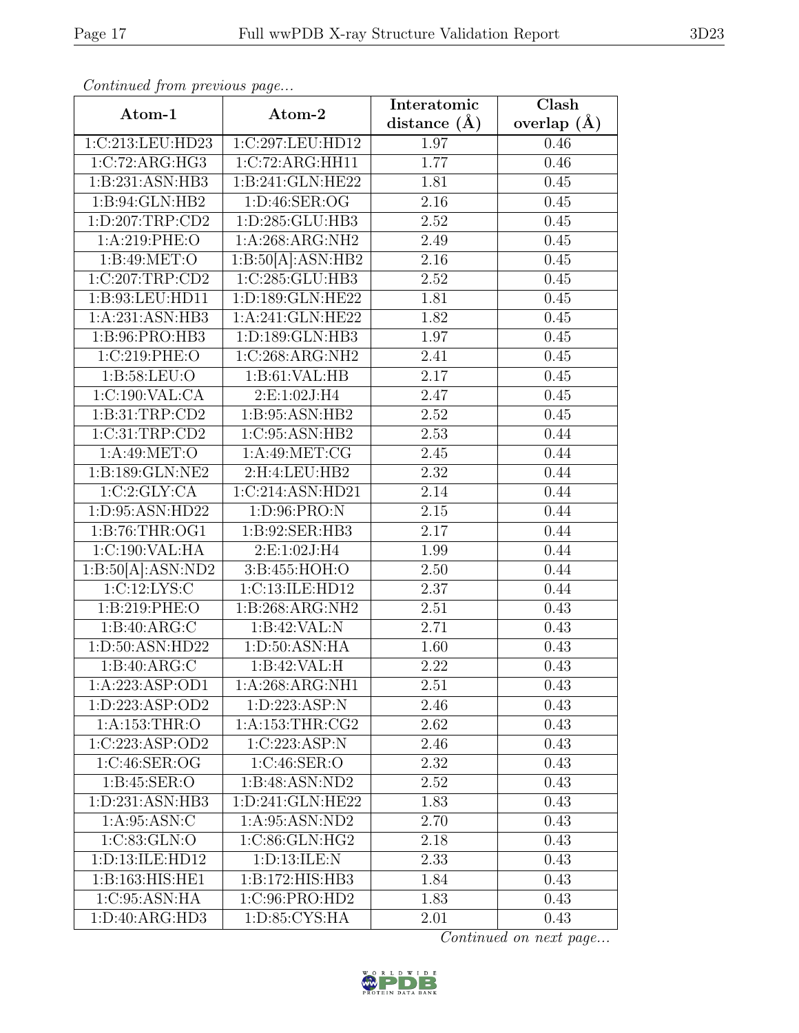*Continued from previous page...*

| Atom-1 | Atom-2 | Interatomic distance (Å) | Clash overlap (Å) |
|---|---|---|---|
| 1:C:213:LEU:HD23 | 1:C:297:LEU:HD12 | 1.97 | 0.46 |
| 1:C:72:ARG:HG3 | 1:C:72:ARG:HH11 | 1.77 | 0.46 |
| 1:B:231:ASN:HB3 | 1:B:241:GLN:HE22 | 1.81 | 0.45 |
| 1:B:94:GLN:HB2 | 1:D:46:SER:OG | 2.16 | 0.45 |
| 1:D:207:TRP:CD2 | 1:D:285:GLU:HB3 | 2.52 | 0.45 |
| 1:A:219:PHE:O | 1:A:268:ARG:NH2 | 2.49 | 0.45 |
| 1:B:49:MET:O | 1:B:50[A]:ASN:HB2 | 2.16 | 0.45 |
| 1:C:207:TRP:CD2 | 1:C:285:GLU:HB3 | 2.52 | 0.45 |
| 1:B:93:LEU:HD11 | 1:D:189:GLN:HE22 | 1.81 | 0.45 |
| 1:A:231:ASN:HB3 | 1:A:241:GLN:HE22 | 1.82 | 0.45 |
| 1:B:96:PRO:HB3 | 1:D:189:GLN:HB3 | 1.97 | 0.45 |
| 1:C:219:PHE:O | 1:C:268:ARG:NH2 | 2.41 | 0.45 |
| 1:B:58:LEU:O | 1:B:61:VAL:HB | 2.17 | 0.45 |
| 1:C:190:VAL:CA | 2:E:1:02J:H4 | 2.47 | 0.45 |
| 1:B:31:TRP:CD2 | 1:B:95:ASN:HB2 | 2.52 | 0.45 |
| 1:C:31:TRP:CD2 | 1:C:95:ASN:HB2 | 2.53 | 0.44 |
| 1:A:49:MET:O | 1:A:49:MET:CG | 2.45 | 0.44 |
| 1:B:189:GLN:NE2 | 2:H:4:LEU:HB2 | 2.32 | 0.44 |
| 1:C:2:GLY:CA | 1:C:214:ASN:HD21 | 2.14 | 0.44 |
| 1:D:95:ASN:HD22 | 1:D:96:PRO:N | 2.15 | 0.44 |
| 1:B:76:THR:OG1 | 1:B:92:SER:HB3 | 2.17 | 0.44 |
| 1:C:190:VAL:HA | 2:E:1:02J:H4 | 1.99 | 0.44 |
| 1:B:50[A]:ASN:ND2 | 3:B:455:HOH:O | 2.50 | 0.44 |
| 1:C:12:LYS:C | 1:C:13:ILE:HD12 | 2.37 | 0.44 |
| 1:B:219:PHE:O | 1:B:268:ARG:NH2 | 2.51 | 0.43 |
| 1:B:40:ARG:C | 1:B:42:VAL:N | 2.71 | 0.43 |
| 1:D:50:ASN:HD22 | 1:D:50:ASN:HA | 1.60 | 0.43 |
| 1:B:40:ARG:C | 1:B:42:VAL:H | 2.22 | 0.43 |
| 1:A:223:ASP:OD1 | 1:A:268:ARG:NH1 | 2.51 | 0.43 |
| 1:D:223:ASP:OD2 | 1:D:223:ASP:N | 2.46 | 0.43 |
| 1:A:153:THR:O | 1:A:153:THR:CG2 | 2.62 | 0.43 |
| 1:C:223:ASP:OD2 | 1:C:223:ASP:N | 2.46 | 0.43 |
| 1:C:46:SER:OG | 1:C:46:SER:O | 2.32 | 0.43 |
| 1:B:45:SER:O | 1:B:48:ASN:ND2 | 2.52 | 0.43 |
| 1:D:231:ASN:HB3 | 1:D:241:GLN:HE22 | 1.83 | 0.43 |
| 1:A:95:ASN:C | 1:A:95:ASN:ND2 | 2.70 | 0.43 |
| 1:C:83:GLN:O | 1:C:86:GLN:HG2 | 2.18 | 0.43 |
| 1:D:13:ILE:HD12 | 1:D:13:ILE:N | 2.33 | 0.43 |
| 1:B:163:HIS:HE1 | 1:B:172:HIS:HB3 | 1.84 | 0.43 |
| 1:C:95:ASN:HA | 1:C:96:PRO:HD2 | 1.83 | 0.43 |
| 1:D:40:ARG:HD3 | 1:D:85:CYS:HA | 2.01 | 0.43 |

*Continued on next page...*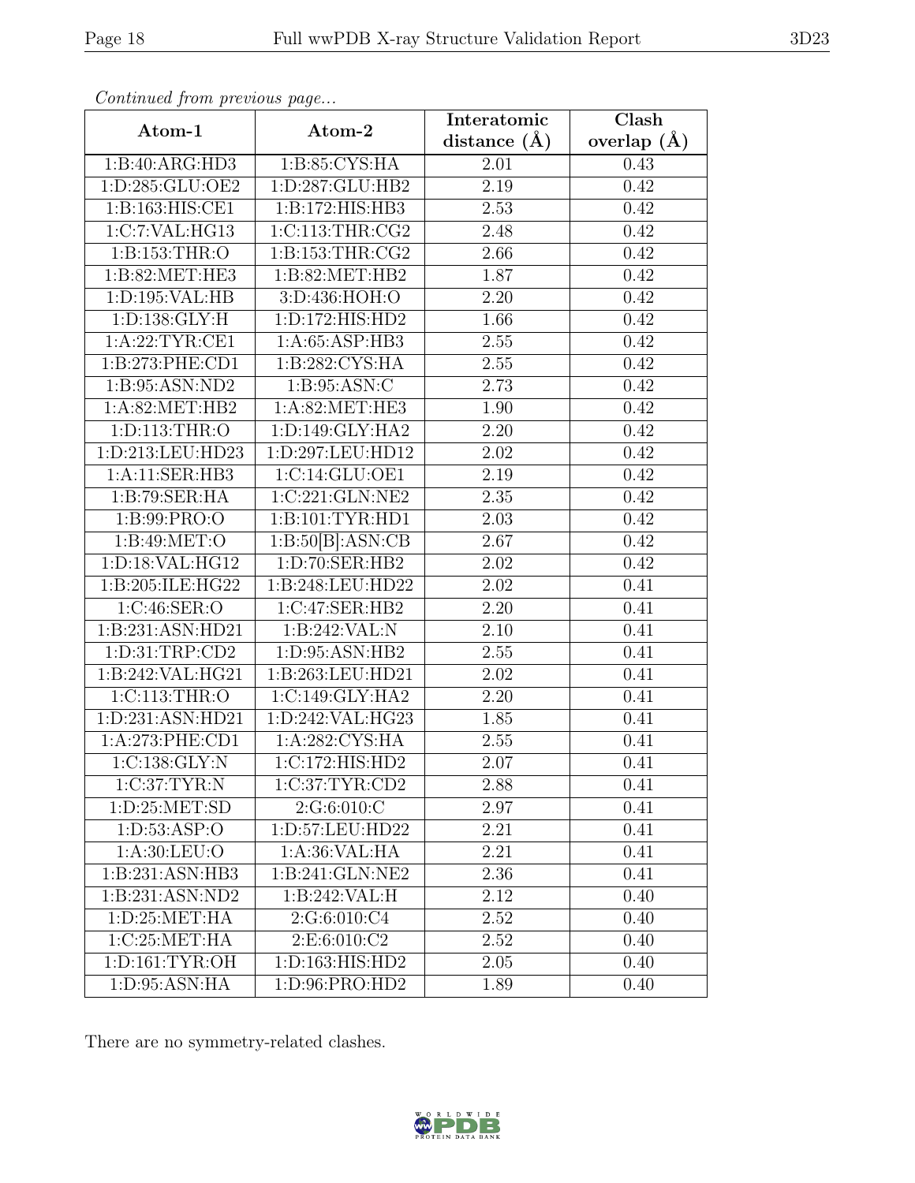*Continued from previous page...*

| Atom-1 | Atom-2 | Interatomic distance (Å) | Clash overlap (Å) |
|---|---|---|---|
| 1:B:40:ARG:HD3 | 1:B:85:CYS:HA | 2.01 | 0.43 |
| 1:D:285:GLU:OE2 | 1:D:287:GLU:HB2 | 2.19 | 0.42 |
| 1:B:163:HIS:CE1 | 1:B:172:HIS:HB3 | 2.53 | 0.42 |
| 1:C:7:VAL:HG13 | 1:C:113:THR:CG2 | 2.48 | 0.42 |
| 1:B:153:THR:O | 1:B:153:THR:CG2 | 2.66 | 0.42 |
| 1:B:82:MET:HE3 | 1:B:82:MET:HB2 | 1.87 | 0.42 |
| 1:D:195:VAL:HB | 3:D:436:HOH:O | 2.20 | 0.42 |
| 1:D:138:GLY:H | 1:D:172:HIS:HD2 | 1.66 | 0.42 |
| 1:A:22:TYR:CE1 | 1:A:65:ASP:HB3 | 2.55 | 0.42 |
| 1:B:273:PHE:CD1 | 1:B:282:CYS:HA | 2.55 | 0.42 |
| 1:B:95:ASN:ND2 | 1:B:95:ASN:C | 2.73 | 0.42 |
| 1:A:82:MET:HB2 | 1:A:82:MET:HE3 | 1.90 | 0.42 |
| 1:D:113:THR:O | 1:D:149:GLY:HA2 | 2.20 | 0.42 |
| 1:D:213:LEU:HD23 | 1:D:297:LEU:HD12 | 2.02 | 0.42 |
| 1:A:11:SER:HB3 | 1:C:14:GLU:OE1 | 2.19 | 0.42 |
| 1:B:79:SER:HA | 1:C:221:GLN:NE2 | 2.35 | 0.42 |
| 1:B:99:PRO:O | 1:B:101:TYR:HD1 | 2.03 | 0.42 |
| 1:B:49:MET:O | 1:B:50[B]:ASN:CB | 2.67 | 0.42 |
| 1:D:18:VAL:HG12 | 1:D:70:SER:HB2 | 2.02 | 0.42 |
| 1:B:205:ILE:HG22 | 1:B:248:LEU:HD22 | 2.02 | 0.41 |
| 1:C:46:SER:O | 1:C:47:SER:HB2 | 2.20 | 0.41 |
| 1:B:231:ASN:HD21 | 1:B:242:VAL:N | 2.10 | 0.41 |
| 1:D:31:TRP:CD2 | 1:D:95:ASN:HB2 | 2.55 | 0.41 |
| 1:B:242:VAL:HG21 | 1:B:263:LEU:HD21 | 2.02 | 0.41 |
| 1:C:113:THR:O | 1:C:149:GLY:HA2 | 2.20 | 0.41 |
| 1:D:231:ASN:HD21 | 1:D:242:VAL:HG23 | 1.85 | 0.41 |
| 1:A:273:PHE:CD1 | 1:A:282:CYS:HA | 2.55 | 0.41 |
| 1:C:138:GLY:N | 1:C:172:HIS:HD2 | 2.07 | 0.41 |
| 1:C:37:TYR:N | 1:C:37:TYR:CD2 | 2.88 | 0.41 |
| 1:D:25:MET:SD | 2:G:6:010:C | 2.97 | 0.41 |
| 1:D:53:ASP:O | 1:D:57:LEU:HD22 | 2.21 | 0.41 |
| 1:A:30:LEU:O | 1:A:36:VAL:HA | 2.21 | 0.41 |
| 1:B:231:ASN:HB3 | 1:B:241:GLN:NE2 | 2.36 | 0.41 |
| 1:B:231:ASN:ND2 | 1:B:242:VAL:H | 2.12 | 0.40 |
| 1:D:25:MET:HA | 2:G:6:010:C4 | 2.52 | 0.40 |
| 1:C:25:MET:HA | 2:E:6:010:C2 | 2.52 | 0.40 |
| 1:D:161:TYR:OH | 1:D:163:HIS:HD2 | 2.05 | 0.40 |
| 1:D:95:ASN:HA | 1:D:96:PRO:HD2 | 1.89 | 0.40 |

There are no symmetry-related clashes.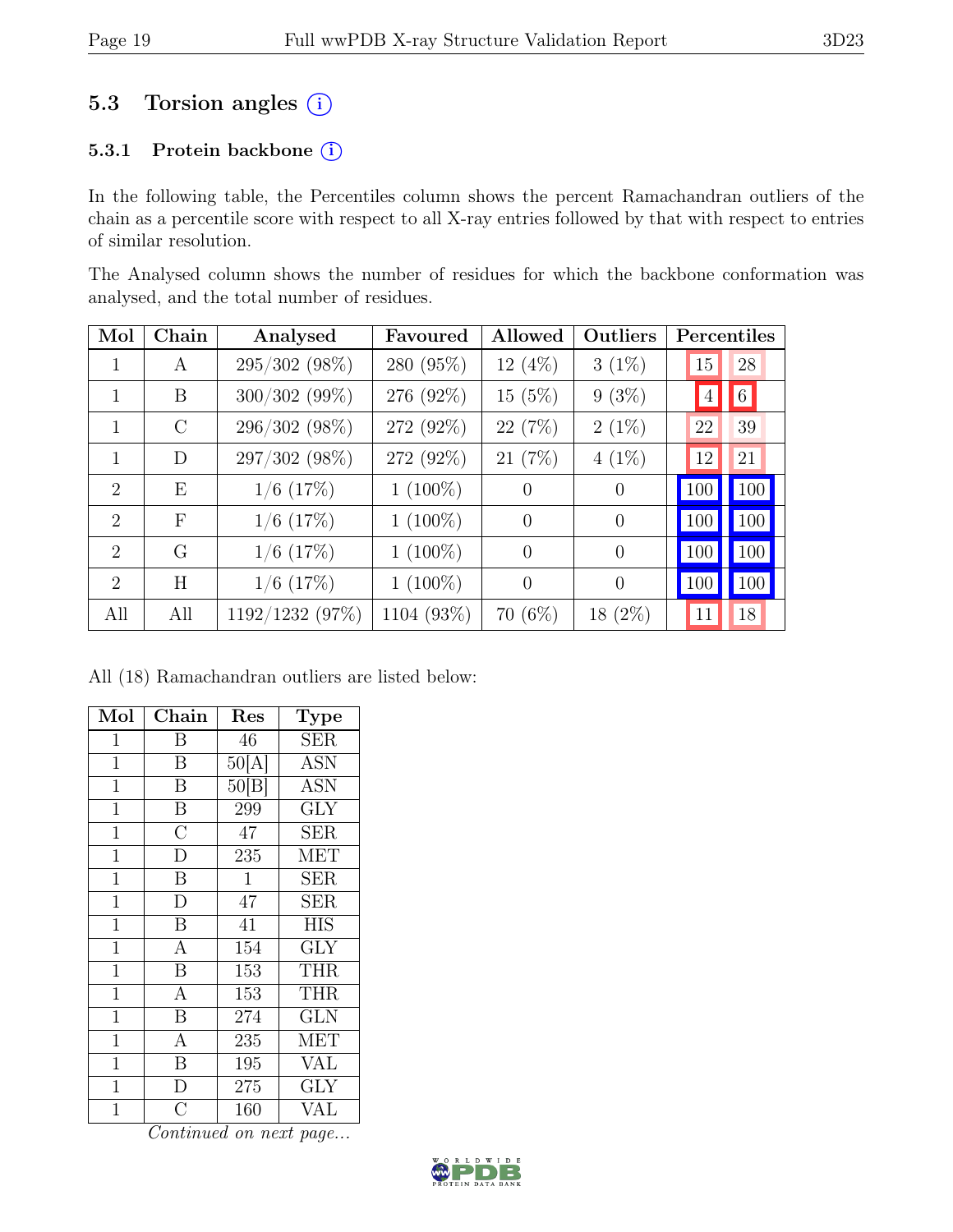## 5.3 Torsion angles (i)

### 5.3.1 Protein backbone (i)

In the following table, the Percentiles column shows the percent Ramachandran outliers of the chain as a percentile score with respect to all X-ray entries followed by that with respect to entries of similar resolution.

The Analysed column shows the number of residues for which the backbone conformation was analysed, and the total number of residues.

| Mol | Chain | Analysed | Favoured | Allowed | Outliers | Percentiles | |
|---|---|---|---|---|---|---|---|
| 1 | A | 295/302 (98%) | 280 (95%) | 12 (4%) | 3 (1%) | 15 | 28 |
| 1 | B | 300/302 (99%) | 276 (92%) | 15 (5%) | 9 (3%) | 4 | 6 |
| 1 | C | 296/302 (98%) | 272 (92%) | 22 (7%) | 2 (1%) | 22 | 39 |
| 1 | D | 297/302 (98%) | 272 (92%) | 21 (7%) | 4 (1%) | 12 | 21 |
| 2 | E | 1/6 (17%) | 1 (100%) | 0 | 0 | 100 | 100 |
| 2 | F | 1/6 (17%) | 1 (100%) | 0 | 0 | 100 | 100 |
| 2 | G | 1/6 (17%) | 1 (100%) | 0 | 0 | 100 | 100 |
| 2 | H | 1/6 (17%) | 1 (100%) | 0 | 0 | 100 | 100 |
| All | All | 1192/1232 (97%) | 1104 (93%) | 70 (6%) | 18 (2%) | 11 | 18 |

All (18) Ramachandran outliers are listed below:

| Mol | Chain | Res | Type |
|---|---|---|---|
| 1 | B | 46 | SER |
| 1 | B | 50[A] | ASN |
| 1 | B | 50[B] | ASN |
| 1 | B | 299 | GLY |
| 1 | C | 47 | SER |
| 1 | D | 235 | MET |
| 1 | B | 1 | SER |
| 1 | D | 47 | SER |
| 1 | B | 41 | HIS |
| 1 | A | 154 | GLY |
| 1 | B | 153 | THR |
| 1 | A | 153 | THR |
| 1 | B | 274 | GLN |
| 1 | A | 235 | MET |
| 1 | B | 195 | VAL |
| 1 | D | 275 | GLY |
| 1 | C | 160 | VAL |

*Continued on next page...*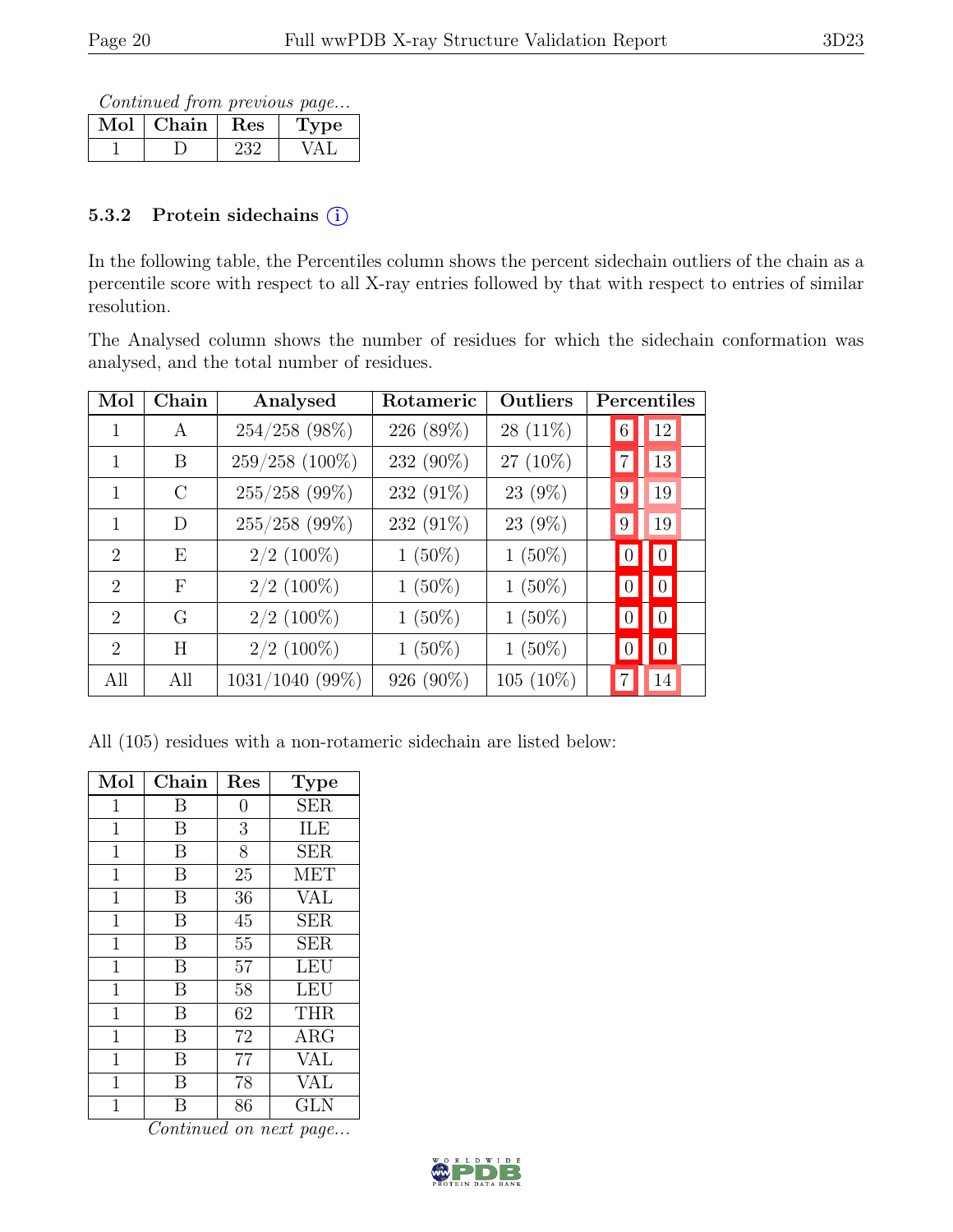*Continued from previous page...*

| Mol | Chain | Res | Type |
|---|---|---|---|
| 1 | D | 232 | VAL |

### 5.3.2 Protein sidechains (i)

In the following table, the Percentiles column shows the percent sidechain outliers of the chain as a percentile score with respect to all X-ray entries followed by that with respect to entries of similar resolution.

The Analysed column shows the number of residues for which the sidechain conformation was analysed, and the total number of residues.

| Mol | Chain | Analysed | Rotameric | Outliers | Percentiles | |
|---|---|---|---|---|---|---|
| 1 | A | 254/258 (98%) | 226 (89%) | 28 (11%) | 6 | 12 |
| 1 | B | 259/258 (100%) | 232 (90%) | 27 (10%) | 7 | 13 |
| 1 | C | 255/258 (99%) | 232 (91%) | 23 (9%) | 9 | 19 |
| 1 | D | 255/258 (99%) | 232 (91%) | 23 (9%) | 9 | 19 |
| 2 | E | 2/2 (100%) | 1 (50%) | 1 (50%) | 0 | 0 |
| 2 | F | 2/2 (100%) | 1 (50%) | 1 (50%) | 0 | 0 |
| 2 | G | 2/2 (100%) | 1 (50%) | 1 (50%) | 0 | 0 |
| 2 | H | 2/2 (100%) | 1 (50%) | 1 (50%) | 0 | 0 |
| All | All | 1031/1040 (99%) | 926 (90%) | 105 (10%) | 7 | 14 |

All (105) residues with a non-rotameric sidechain are listed below:

| Mol | Chain | Res | Type |
|---|---|---|---|
| 1 | B | 0 | SER |
| 1 | B | 3 | ILE |
| 1 | B | 8 | SER |
| 1 | B | 25 | MET |
| 1 | B | 36 | VAL |
| 1 | B | 45 | SER |
| 1 | B | 55 | SER |
| 1 | B | 57 | LEU |
| 1 | B | 58 | LEU |
| 1 | B | 62 | THR |
| 1 | B | 72 | ARG |
| 1 | B | 77 | VAL |
| 1 | B | 78 | VAL |
| 1 | B | 86 | GLN |

*Continued on next page...*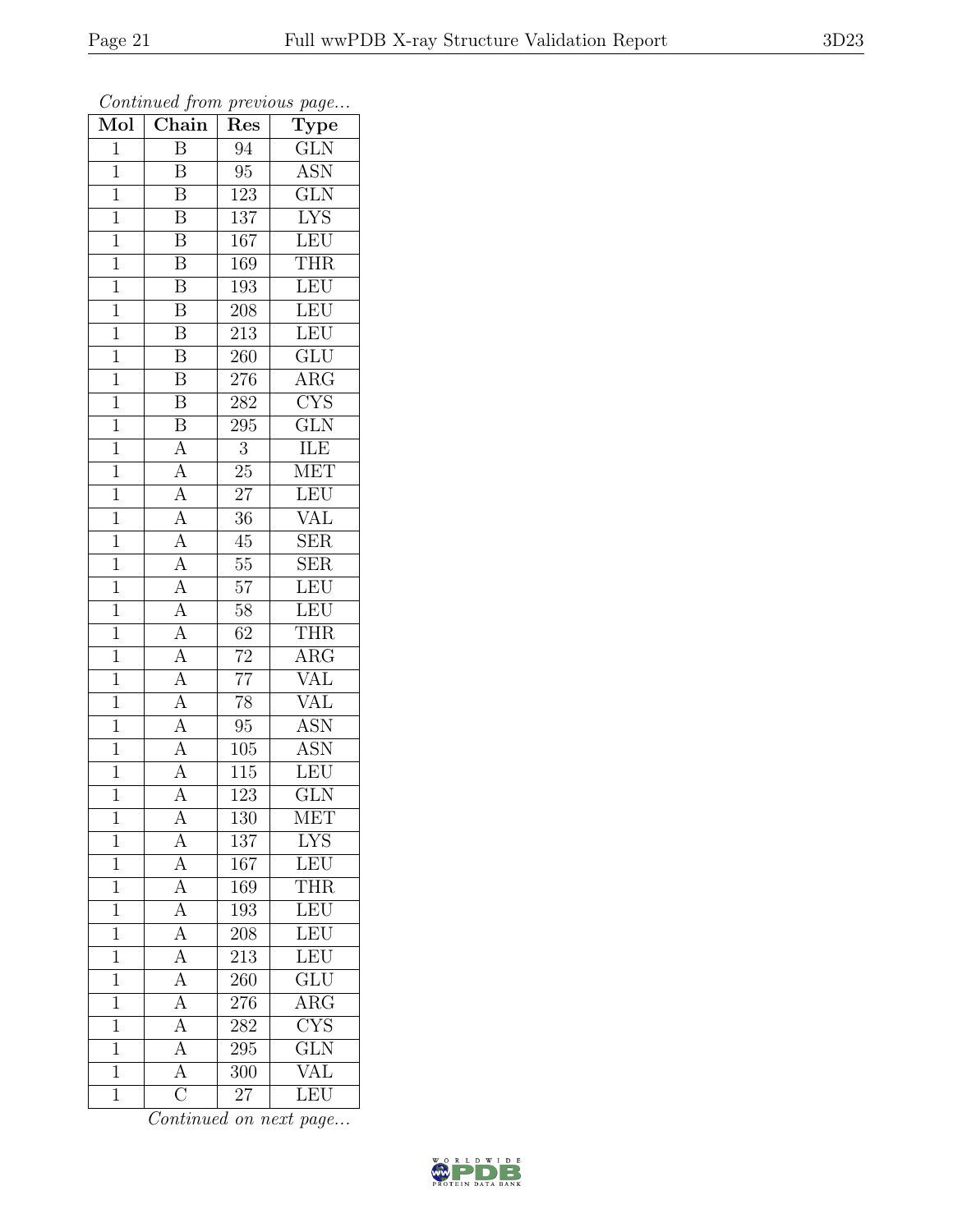*Continued from previous page...*

| Mol | Chain | Res | Type |
|---|---|---|---|
| 1 | B | 94 | GLN |
| 1 | B | 95 | ASN |
| 1 | B | 123 | GLN |
| 1 | B | 137 | LYS |
| 1 | B | 167 | LEU |
| 1 | B | 169 | THR |
| 1 | B | 193 | LEU |
| 1 | B | 208 | LEU |
| 1 | B | 213 | LEU |
| 1 | B | 260 | GLU |
| 1 | B | 276 | ARG |
| 1 | B | 282 | CYS |
| 1 | B | 295 | GLN |
| 1 | A | 3 | ILE |
| 1 | A | 25 | MET |
| 1 | A | 27 | LEU |
| 1 | A | 36 | VAL |
| 1 | A | 45 | SER |
| 1 | A | 55 | SER |
| 1 | A | 57 | LEU |
| 1 | A | 58 | LEU |
| 1 | A | 62 | THR |
| 1 | A | 72 | ARG |
| 1 | A | 77 | VAL |
| 1 | A | 78 | VAL |
| 1 | A | 95 | ASN |
| 1 | A | 105 | ASN |
| 1 | A | 115 | LEU |
| 1 | A | 123 | GLN |
| 1 | A | 130 | MET |
| 1 | A | 137 | LYS |
| 1 | A | 167 | LEU |
| 1 | A | 169 | THR |
| 1 | A | 193 | LEU |
| 1 | A | 208 | LEU |
| 1 | A | 213 | LEU |
| 1 | A | 260 | GLU |
| 1 | A | 276 | ARG |
| 1 | A | 282 | CYS |
| 1 | A | 295 | GLN |
| 1 | A | 300 | VAL |
| 1 | C | 27 | LEU |

*Continued on next page...*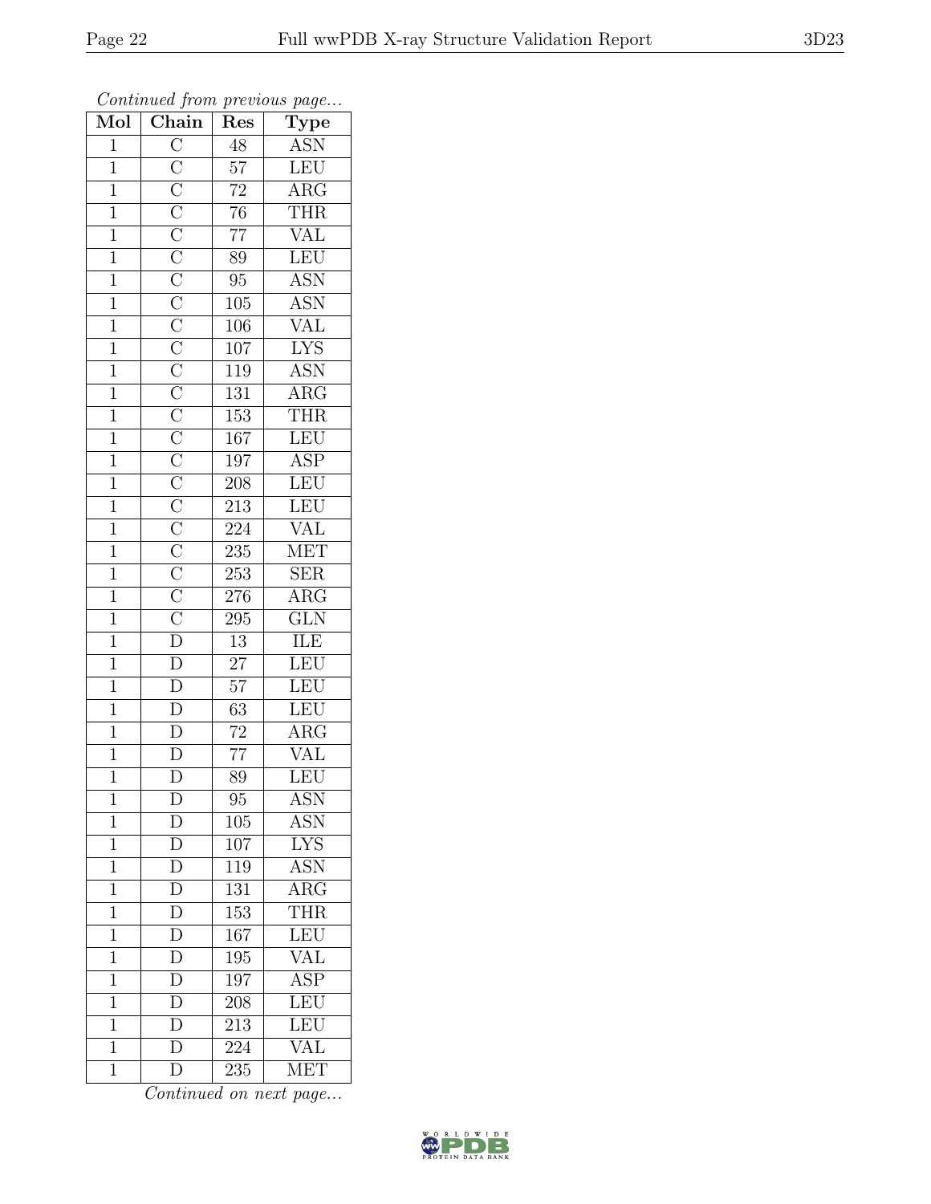*Continued from previous page...*

| Mol | Chain | Res | Type |
|---|---|---|---|
| 1 | C | 48 | ASN |
| 1 | C | 57 | LEU |
| 1 | C | 72 | ARG |
| 1 | C | 76 | THR |
| 1 | C | 77 | VAL |
| 1 | C | 89 | LEU |
| 1 | C | 95 | ASN |
| 1 | C | 105 | ASN |
| 1 | C | 106 | VAL |
| 1 | C | 107 | LYS |
| 1 | C | 119 | ASN |
| 1 | C | 131 | ARG |
| 1 | C | 153 | THR |
| 1 | C | 167 | LEU |
| 1 | C | 197 | ASP |
| 1 | C | 208 | LEU |
| 1 | C | 213 | LEU |
| 1 | C | 224 | VAL |
| 1 | C | 235 | MET |
| 1 | C | 253 | SER |
| 1 | C | 276 | ARG |
| 1 | C | 295 | GLN |
| 1 | D | 13 | ILE |
| 1 | D | 27 | LEU |
| 1 | D | 57 | LEU |
| 1 | D | 63 | LEU |
| 1 | D | 72 | ARG |
| 1 | D | 77 | VAL |
| 1 | D | 89 | LEU |
| 1 | D | 95 | ASN |
| 1 | D | 105 | ASN |
| 1 | D | 107 | LYS |
| 1 | D | 119 | ASN |
| 1 | D | 131 | ARG |
| 1 | D | 153 | THR |
| 1 | D | 167 | LEU |
| 1 | D | 195 | VAL |
| 1 | D | 197 | ASP |
| 1 | D | 208 | LEU |
| 1 | D | 213 | LEU |
| 1 | D | 224 | VAL |
| 1 | D | 235 | MET |

*Continued on next page...*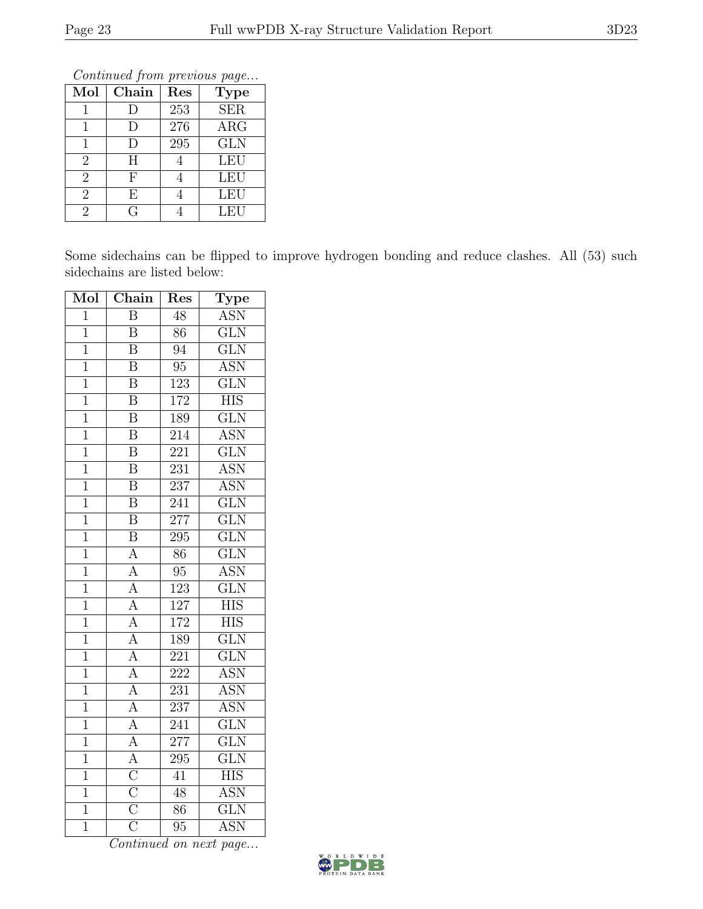*Continued from previous page...*

| Mol | Chain | Res | Type |
|---|---|---|---|
| 1 | D | 253 | SER |
| 1 | D | 276 | ARG |
| 1 | D | 295 | GLN |
| 2 | H | 4 | LEU |
| 2 | F | 4 | LEU |
| 2 | E | 4 | LEU |
| 2 | G | 4 | LEU |

Some sidechains can be flipped to improve hydrogen bonding and reduce clashes. All (53) such sidechains are listed below:

| Mol | Chain | Res | Type |
|---|---|---|---|
| 1 | B | 48 | ASN |
| 1 | B | 86 | GLN |
| 1 | B | 94 | GLN |
| 1 | B | 95 | ASN |
| 1 | B | 123 | GLN |
| 1 | B | 172 | HIS |
| 1 | B | 189 | GLN |
| 1 | B | 214 | ASN |
| 1 | B | 221 | GLN |
| 1 | B | 231 | ASN |
| 1 | B | 237 | ASN |
| 1 | B | 241 | GLN |
| 1 | B | 277 | GLN |
| 1 | B | 295 | GLN |
| 1 | A | 86 | GLN |
| 1 | A | 95 | ASN |
| 1 | A | 123 | GLN |
| 1 | A | 127 | HIS |
| 1 | A | 172 | HIS |
| 1 | A | 189 | GLN |
| 1 | A | 221 | GLN |
| 1 | A | 222 | ASN |
| 1 | A | 231 | ASN |
| 1 | A | 237 | ASN |
| 1 | A | 241 | GLN |
| 1 | A | 277 | GLN |
| 1 | A | 295 | GLN |
| 1 | C | 41 | HIS |
| 1 | C | 48 | ASN |
| 1 | C | 86 | GLN |
| 1 | C | 95 | ASN |

*Continued on next page...*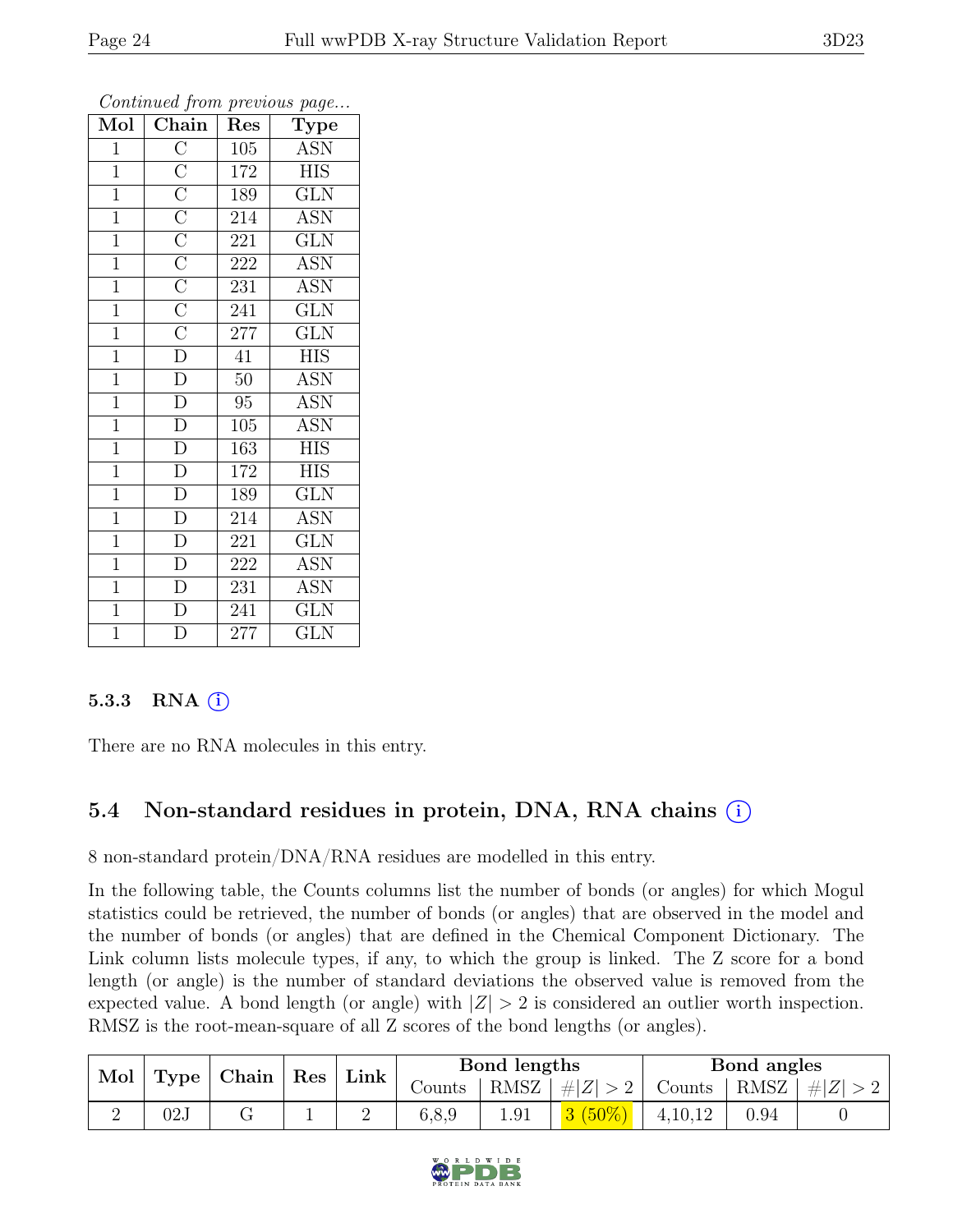*Continued from previous page...*

| Mol | Chain | Res | Type |
|---|---|---|---|
| 1 | C | 105 | ASN |
| 1 | C | 172 | HIS |
| 1 | C | 189 | GLN |
| 1 | C | 214 | ASN |
| 1 | C | 221 | GLN |
| 1 | C | 222 | ASN |
| 1 | C | 231 | ASN |
| 1 | C | 241 | GLN |
| 1 | C | 277 | GLN |
| 1 | D | 41 | HIS |
| 1 | D | 50 | ASN |
| 1 | D | 95 | ASN |
| 1 | D | 105 | ASN |
| 1 | D | 163 | HIS |
| 1 | D | 172 | HIS |
| 1 | D | 189 | GLN |
| 1 | D | 214 | ASN |
| 1 | D | 221 | GLN |
| 1 | D | 222 | ASN |
| 1 | D | 231 | ASN |
| 1 | D | 241 | GLN |
| 1 | D | 277 | GLN |

### 5.3.3 RNA

There are no RNA molecules in this entry.

## 5.4 Non-standard residues in protein, DNA, RNA chains

8 non-standard protein/DNA/RNA residues are modelled in this entry.

In the following table, the Counts columns list the number of bonds (or angles) for which Mogul statistics could be retrieved, the number of bonds (or angles) that are observed in the model and the number of bonds (or angles) that are defined in the Chemical Component Dictionary. The Link column lists molecule types, if any, to which the group is linked. The Z score for a bond length (or angle) is the number of standard deviations the observed value is removed from the expected value. A bond length (or angle) with $|Z| > 2$ is considered an outlier worth inspection. RMSZ is the root-mean-square of all Z scores of the bond lengths (or angles).

| Mol | Type | Chain | Res | Link | Bond lengths | | | Bond angles | | |
|---|---|---|---|---|---|---|---|---|---|---|
| | | | | | Counts | RMSZ | $\#\|Z\| > 2$ | Counts | RMSZ | $\#\|Z\| > 2$ |
| 2 | 02J | G | 1 | 2 | 6,8,9 | 1.91 | 3 (50%) | 4,10,12 | 0.94 | 0 |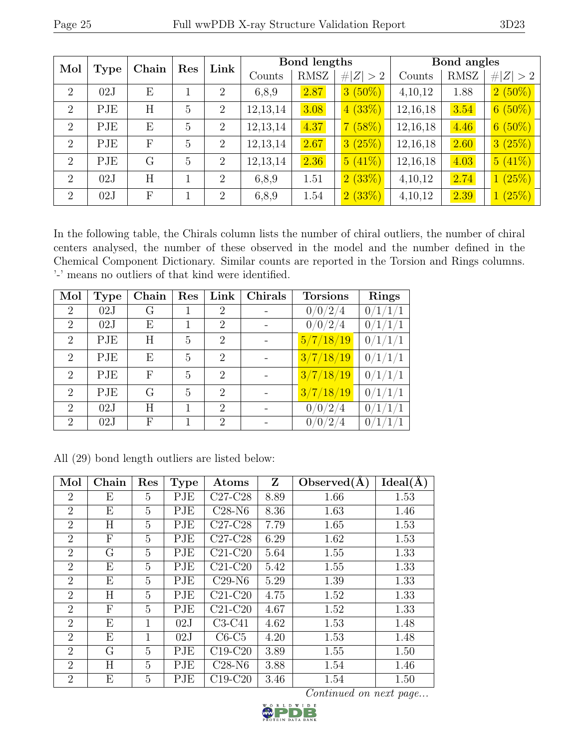| Mol | Type | Chain | Res | Link | Bond lengths | | | Bond angles | | |
|---|---|---|---|---|---|---|---|---|---|---|
| | | | | | Counts | RMSZ | #\|Z\| > 2 | Counts | RMSZ | #\|Z\| > 2 |
| 2 | 02J | E | 1 | 2 | 6,8,9 | 2.87 | 3 (50%) | 4,10,12 | 1.88 | 2 (50%) |
| 2 | PJE | H | 5 | 2 | 12,13,14 | 3.08 | 4 (33%) | 12,16,18 | 3.54 | 6 (50%) |
| 2 | PJE | E | 5 | 2 | 12,13,14 | 4.37 | 7 (58%) | 12,16,18 | 4.46 | 6 (50%) |
| 2 | PJE | F | 5 | 2 | 12,13,14 | 2.67 | 3 (25%) | 12,16,18 | 2.60 | 3 (25%) |
| 2 | PJE | G | 5 | 2 | 12,13,14 | 2.36 | 5 (41%) | 12,16,18 | 4.03 | 5 (41%) |
| 2 | 02J | H | 1 | 2 | 6,8,9 | 1.51 | 2 (33%) | 4,10,12 | 2.74 | 1 (25%) |
| 2 | 02J | F | 1 | 2 | 6,8,9 | 1.54 | 2 (33%) | 4,10,12 | 2.39 | 1 (25%) |

In the following table, the Chirals column lists the number of chiral outliers, the number of chiral centers analysed, the number of these observed in the model and the number defined in the Chemical Component Dictionary. Similar counts are reported in the Torsion and Rings columns. '-' means no outliers of that kind were identified.

| Mol | Type | Chain | Res | Link | Chirals | Torsions | Rings |
|---|---|---|---|---|---|---|---|
| 2 | 02J | G | 1 | 2 | - | 0/0/2/4 | 0/1/1/1 |
| 2 | 02J | E | 1 | 2 | - | 0/0/2/4 | 0/1/1/1 |
| 2 | PJE | H | 5 | 2 | - | 5/7/18/19 | 0/1/1/1 |
| 2 | PJE | E | 5 | 2 | - | 3/7/18/19 | 0/1/1/1 |
| 2 | PJE | F | 5 | 2 | - | 3/7/18/19 | 0/1/1/1 |
| 2 | PJE | G | 5 | 2 | - | 3/7/18/19 | 0/1/1/1 |
| 2 | 02J | H | 1 | 2 | - | 0/0/2/4 | 0/1/1/1 |
| 2 | 02J | F | 1 | 2 | - | 0/0/2/4 | 0/1/1/1 |

All (29) bond length outliers are listed below:

| Mol | Chain | Res | Type | Atoms | Z | Observed(Å) | Ideal(Å) |
|---|---|---|---|---|---|---|---|
| 2 | E | 5 | PJE | C27-C28 | 8.89 | 1.66 | 1.53 |
| 2 | E | 5 | PJE | C28-N6 | 8.36 | 1.63 | 1.46 |
| 2 | H | 5 | PJE | C27-C28 | 7.79 | 1.65 | 1.53 |
| 2 | F | 5 | PJE | C27-C28 | 6.29 | 1.62 | 1.53 |
| 2 | G | 5 | PJE | C21-C20 | 5.64 | 1.55 | 1.33 |
| 2 | E | 5 | PJE | C21-C20 | 5.42 | 1.55 | 1.33 |
| 2 | E | 5 | PJE | C29-N6 | 5.29 | 1.39 | 1.33 |
| 2 | H | 5 | PJE | C21-C20 | 4.75 | 1.52 | 1.33 |
| 2 | F | 5 | PJE | C21-C20 | 4.67 | 1.52 | 1.33 |
| 2 | E | 1 | 02J | C3-C41 | 4.62 | 1.53 | 1.48 |
| 2 | E | 1 | 02J | C6-C5 | 4.20 | 1.53 | 1.48 |
| 2 | G | 5 | PJE | C19-C20 | 3.89 | 1.55 | 1.50 |
| 2 | H | 5 | PJE | C28-N6 | 3.88 | 1.54 | 1.46 |
| 2 | E | 5 | PJE | C19-C20 | 3.46 | 1.54 | 1.50 |

*Continued on next page...*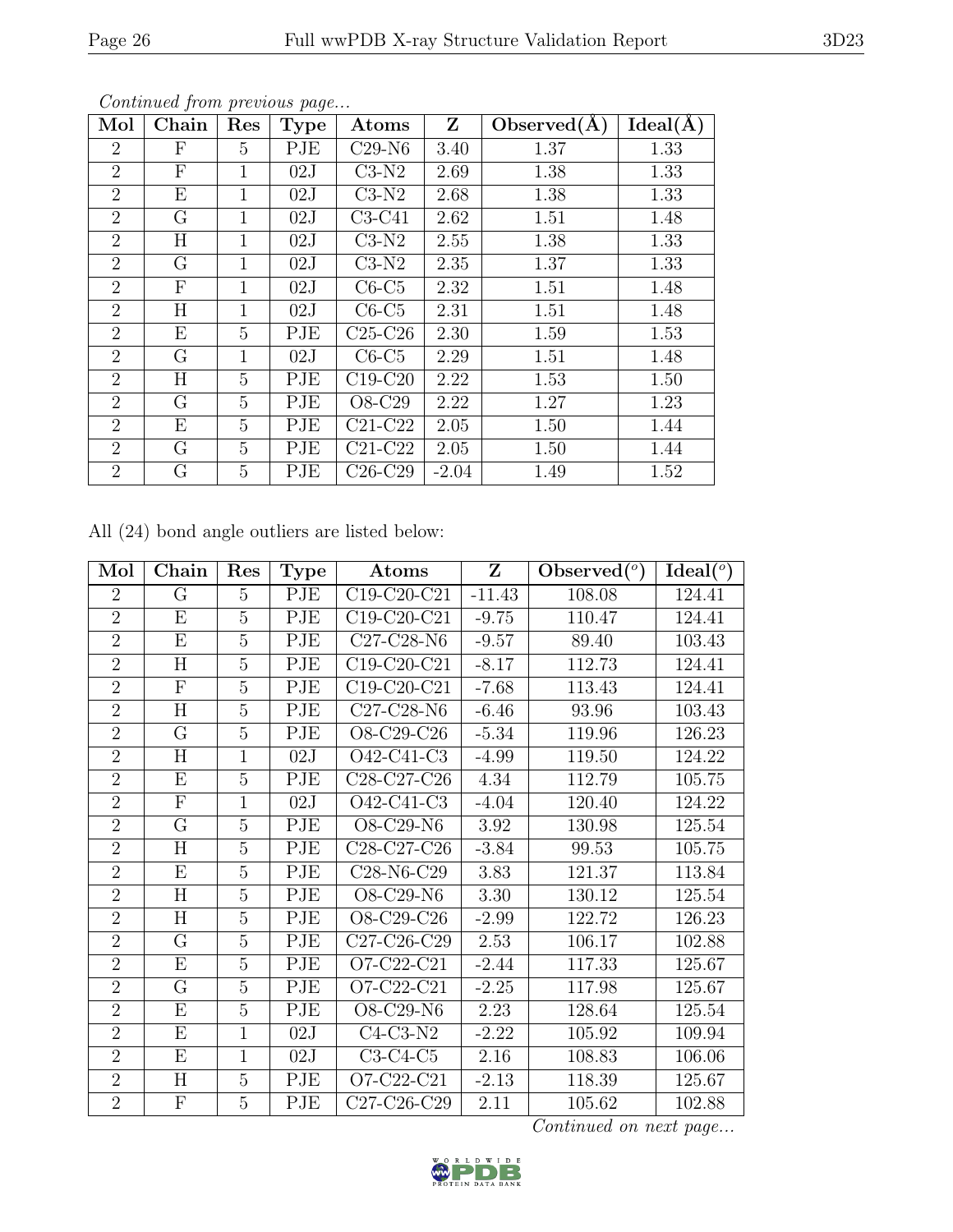*Continued from previous page...*

| Mol | Chain | Res | Type | Atoms | Z | Observed(Å) | Ideal(Å) |
|---|---|---|---|---|---|---|---|
| 2 | F | 5 | PJE | C29-N6 | 3.40 | 1.37 | 1.33 |
| 2 | F | 1 | 02J | C3-N2 | 2.69 | 1.38 | 1.33 |
| 2 | E | 1 | 02J | C3-N2 | 2.68 | 1.38 | 1.33 |
| 2 | G | 1 | 02J | C3-C41 | 2.62 | 1.51 | 1.48 |
| 2 | H | 1 | 02J | C3-N2 | 2.55 | 1.38 | 1.33 |
| 2 | G | 1 | 02J | C3-N2 | 2.35 | 1.37 | 1.33 |
| 2 | F | 1 | 02J | C6-C5 | 2.32 | 1.51 | 1.48 |
| 2 | H | 1 | 02J | C6-C5 | 2.31 | 1.51 | 1.48 |
| 2 | E | 5 | PJE | C25-C26 | 2.30 | 1.59 | 1.53 |
| 2 | G | 1 | 02J | C6-C5 | 2.29 | 1.51 | 1.48 |
| 2 | H | 5 | PJE | C19-C20 | 2.22 | 1.53 | 1.50 |
| 2 | G | 5 | PJE | O8-C29 | 2.22 | 1.27 | 1.23 |
| 2 | E | 5 | PJE | C21-C22 | 2.05 | 1.50 | 1.44 |
| 2 | G | 5 | PJE | C21-C22 | 2.05 | 1.50 | 1.44 |
| 2 | G | 5 | PJE | C26-C29 | -2.04 | 1.49 | 1.52 |

All (24) bond angle outliers are listed below:

| Mol | Chain | Res | Type | Atoms | Z | Observed(°) | Ideal(°) |
|---|---|---|---|---|---|---|---|
| 2 | G | 5 | PJE | C19-C20-C21 | -11.43 | 108.08 | 124.41 |
| 2 | E | 5 | PJE | C19-C20-C21 | -9.75 | 110.47 | 124.41 |
| 2 | E | 5 | PJE | C27-C28-N6 | -9.57 | 89.40 | 103.43 |
| 2 | H | 5 | PJE | C19-C20-C21 | -8.17 | 112.73 | 124.41 |
| 2 | F | 5 | PJE | C19-C20-C21 | -7.68 | 113.43 | 124.41 |
| 2 | H | 5 | PJE | C27-C28-N6 | -6.46 | 93.96 | 103.43 |
| 2 | G | 5 | PJE | O8-C29-C26 | -5.34 | 119.96 | 126.23 |
| 2 | H | 1 | 02J | O42-C41-C3 | -4.99 | 119.50 | 124.22 |
| 2 | E | 5 | PJE | C28-C27-C26 | 4.34 | 112.79 | 105.75 |
| 2 | F | 1 | 02J | O42-C41-C3 | -4.04 | 120.40 | 124.22 |
| 2 | G | 5 | PJE | O8-C29-N6 | 3.92 | 130.98 | 125.54 |
| 2 | H | 5 | PJE | C28-C27-C26 | -3.84 | 99.53 | 105.75 |
| 2 | E | 5 | PJE | C28-N6-C29 | 3.83 | 121.37 | 113.84 |
| 2 | H | 5 | PJE | O8-C29-N6 | 3.30 | 130.12 | 125.54 |
| 2 | H | 5 | PJE | O8-C29-C26 | -2.99 | 122.72 | 126.23 |
| 2 | G | 5 | PJE | C27-C26-C29 | 2.53 | 106.17 | 102.88 |
| 2 | E | 5 | PJE | O7-C22-C21 | -2.44 | 117.33 | 125.67 |
| 2 | G | 5 | PJE | O7-C22-C21 | -2.25 | 117.98 | 125.67 |
| 2 | E | 5 | PJE | O8-C29-N6 | 2.23 | 128.64 | 125.54 |
| 2 | E | 1 | 02J | C4-C3-N2 | -2.22 | 105.92 | 109.94 |
| 2 | E | 1 | 02J | C3-C4-C5 | 2.16 | 108.83 | 106.06 |
| 2 | H | 5 | PJE | O7-C22-C21 | -2.13 | 118.39 | 125.67 |
| 2 | F | 5 | PJE | C27-C26-C29 | 2.11 | 105.62 | 102.88 |

*Continued on next page...*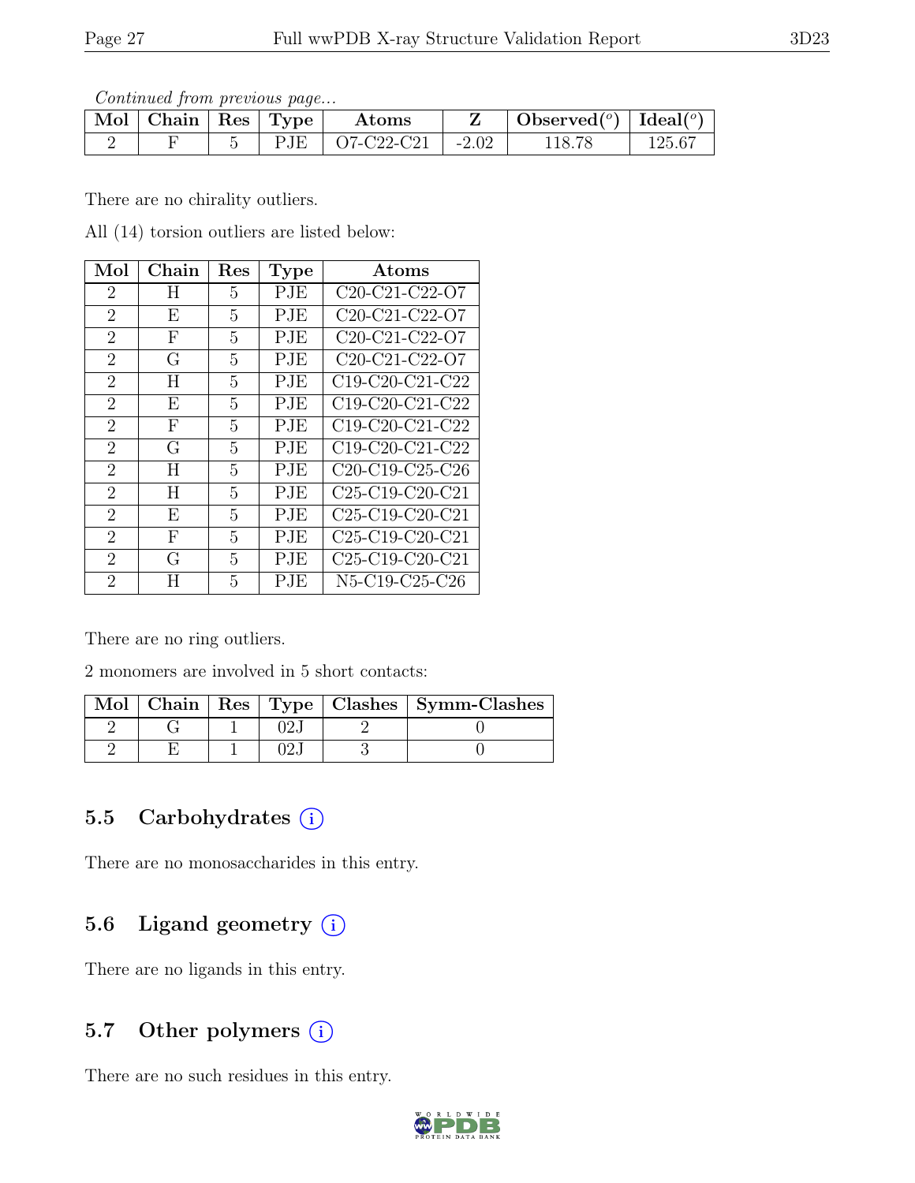*Continued from previous page...*

| Mol | Chain | Res | Type | Atoms | Z | Observed(°) | Ideal(°) |
|---|---|---|---|---|---|---|---|
| 2 | F | 5 | PJE | O7-C22-C21 | -2.02 | 118.78 | 125.67 |

There are no chirality outliers.

All (14) torsion outliers are listed below:

| Mol | Chain | Res | Type | Atoms |
|---|---|---|---|---|
| 2 | H | 5 | PJE | C20-C21-C22-O7 |
| 2 | E | 5 | PJE | C20-C21-C22-O7 |
| 2 | F | 5 | PJE | C20-C21-C22-O7 |
| 2 | G | 5 | PJE | C20-C21-C22-O7 |
| 2 | H | 5 | PJE | C19-C20-C21-C22 |
| 2 | E | 5 | PJE | C19-C20-C21-C22 |
| 2 | F | 5 | PJE | C19-C20-C21-C22 |
| 2 | G | 5 | PJE | C19-C20-C21-C22 |
| 2 | H | 5 | PJE | C20-C19-C25-C26 |
| 2 | H | 5 | PJE | C25-C19-C20-C21 |
| 2 | E | 5 | PJE | C25-C19-C20-C21 |
| 2 | F | 5 | PJE | C25-C19-C20-C21 |
| 2 | G | 5 | PJE | C25-C19-C20-C21 |
| 2 | H | 5 | PJE | N5-C19-C25-C26 |

There are no ring outliers.

2 monomers are involved in 5 short contacts:

| Mol | Chain | Res | Type | Clashes | Symm-Clashes |
|---|---|---|---|---|---|
| 2 | G | 1 | 02J | 2 | 0 |
| 2 | E | 1 | 02J | 3 | 0 |

## 5.5 Carbohydrates

There are no monosaccharides in this entry.

## 5.6 Ligand geometry

There are no ligands in this entry.

## 5.7 Other polymers

There are no such residues in this entry.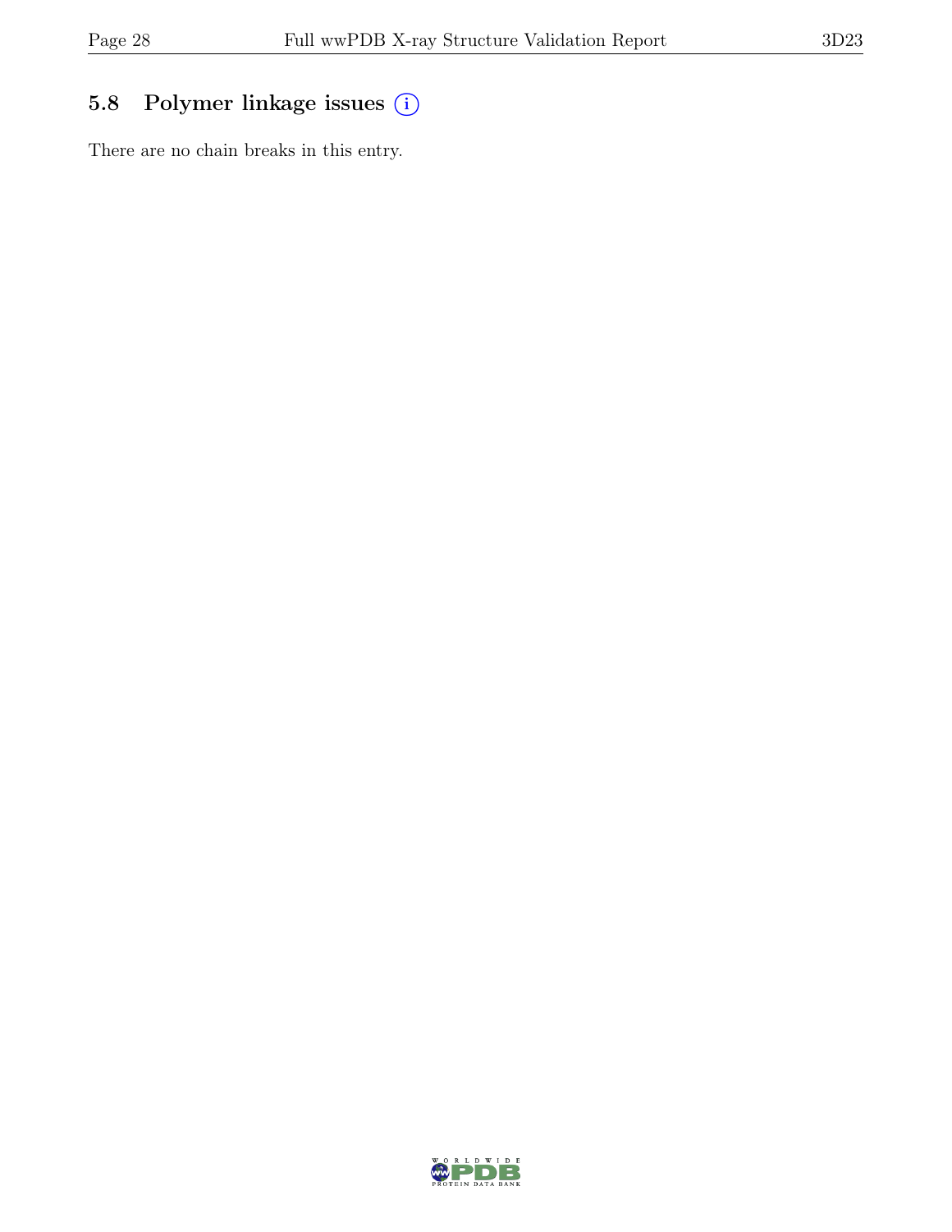## 5.8 Polymer linkage issues

There are no chain breaks in this entry.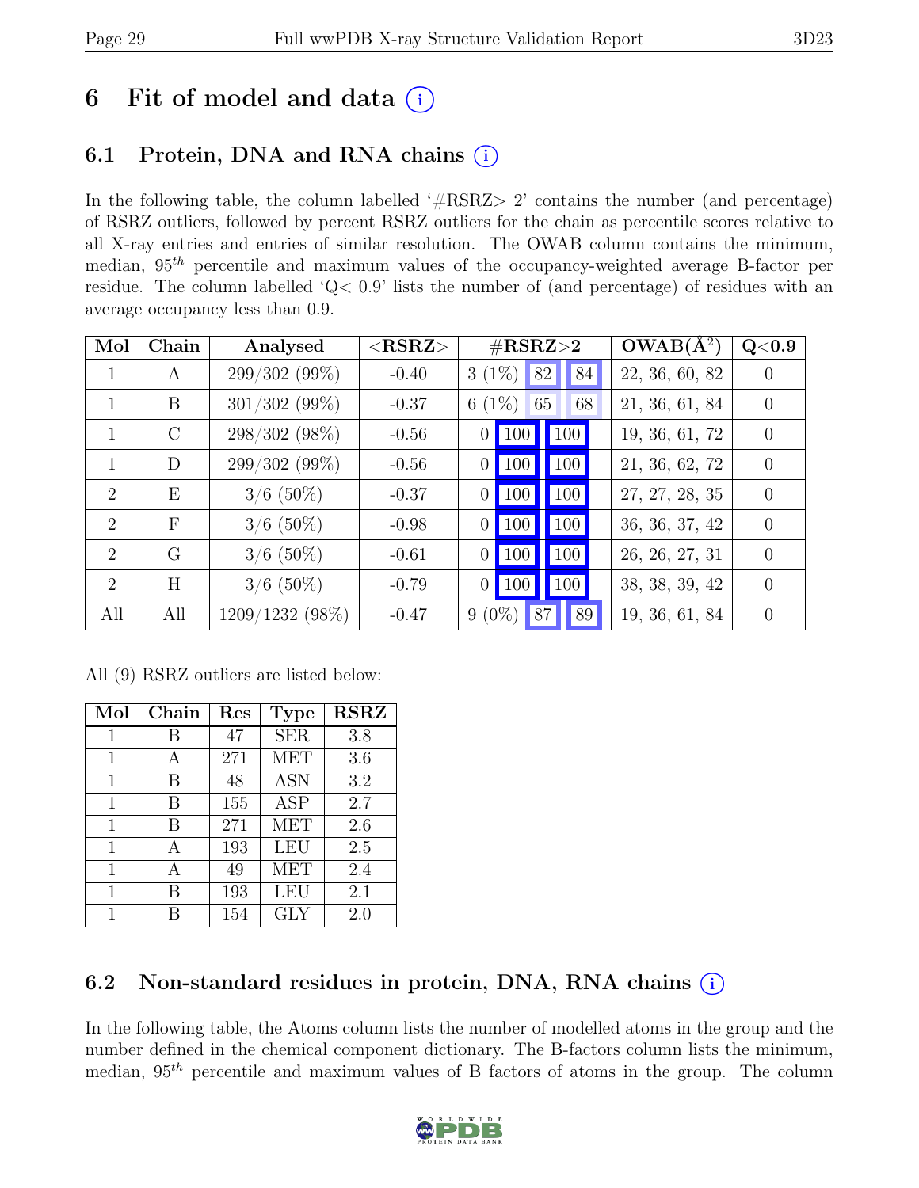# 6 Fit of model and data (i)

## 6.1 Protein, DNA and RNA chains (i)

In the following table, the column labelled '#RSRZ> 2' contains the number (and percentage) of RSRZ outliers, followed by percent RSRZ outliers for the chain as percentile scores relative to all X-ray entries and entries of similar resolution. The OWAB column contains the minimum, median, $95^{th}$ percentile and maximum values of the occupancy-weighted average B-factor per residue. The column labelled 'Q< 0.9' lists the number of (and percentage) of residues with an average occupancy less than 0.9.

| Mol | Chain | Analysed | <RSRZ> | #RSRZ>2 | | | OWAB(Å$^2$) | Q<0.9 |
|---|---|---|---|---|---|---|---|---|
| 1 | A | 299/302 (99%) | -0.40 | 3 (1%) | 82 | 84 | 22, 36, 60, 82 | 0 |
| 1 | B | 301/302 (99%) | -0.37 | 6 (1%) | 65 | 68 | 21, 36, 61, 84 | 0 |
| 1 | C | 298/302 (98%) | -0.56 | 0 | 100 | 100 | 19, 36, 61, 72 | 0 |
| 1 | D | 299/302 (99%) | -0.56 | 0 | 100 | 100 | 21, 36, 62, 72 | 0 |
| 2 | E | 3/6 (50%) | -0.37 | 0 | 100 | 100 | 27, 27, 28, 35 | 0 |
| 2 | F | 3/6 (50%) | -0.98 | 0 | 100 | 100 | 36, 36, 37, 42 | 0 |
| 2 | G | 3/6 (50%) | -0.61 | 0 | 100 | 100 | 26, 26, 27, 31 | 0 |
| 2 | H | 3/6 (50%) | -0.79 | 0 | 100 | 100 | 38, 38, 39, 42 | 0 |
| All | All | 1209/1232 (98%) | -0.47 | 9 (0%) | 87 | 89 | 19, 36, 61, 84 | 0 |

All (9) RSRZ outliers are listed below:

| Mol | Chain | Res | Type | RSRZ |
|---|---|---|---|---|
| 1 | B | 47 | SER | 3.8 |
| 1 | A | 271 | MET | 3.6 |
| 1 | B | 48 | ASN | 3.2 |
| 1 | B | 155 | ASP | 2.7 |
| 1 | B | 271 | MET | 2.6 |
| 1 | A | 193 | LEU | 2.5 |
| 1 | A | 49 | MET | 2.4 |
| 1 | B | 193 | LEU | 2.1 |
| 1 | B | 154 | GLY | 2.0 |

## 6.2 Non-standard residues in protein, DNA, RNA chains (i)

In the following table, the Atoms column lists the number of modelled atoms in the group and the number defined in the chemical component dictionary. The B-factors column lists the minimum, median, $95^{th}$ percentile and maximum values of B factors of atoms in the group. The column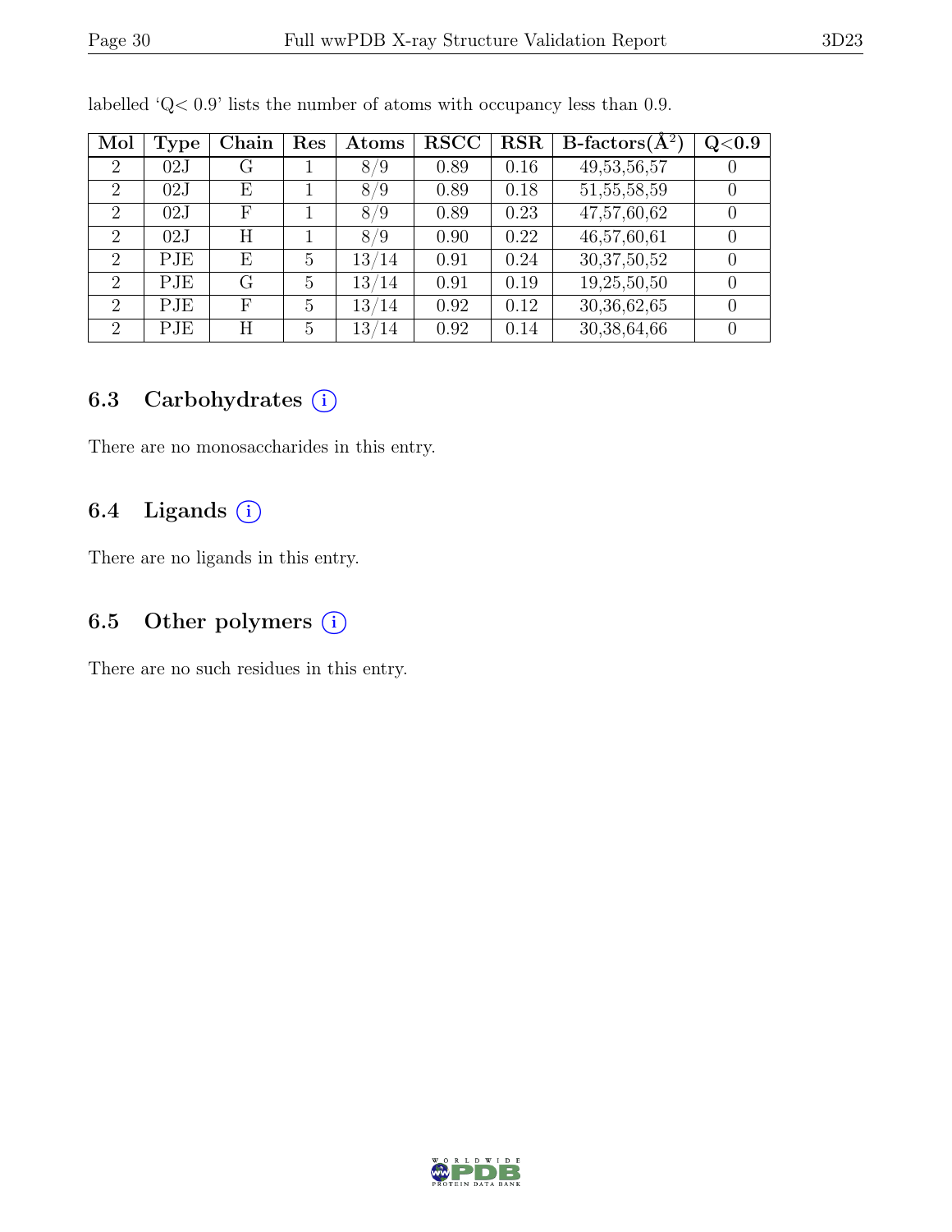labelled 'Q< 0.9' lists the number of atoms with occupancy less than 0.9.

| Mol | Type | Chain | Res | Atoms | RSCC | RSR | B-factors($Å^2$) | Q<0.9 |
|---|---|---|---|---|---|---|---|---|
| 2 | 02J | G | 1 | 8/9 | 0.89 | 0.16 | 49,53,56,57 | 0 |
| 2 | 02J | E | 1 | 8/9 | 0.89 | 0.18 | 51,55,58,59 | 0 |
| 2 | 02J | F | 1 | 8/9 | 0.89 | 0.23 | 47,57,60,62 | 0 |
| 2 | 02J | H | 1 | 8/9 | 0.90 | 0.22 | 46,57,60,61 | 0 |
| 2 | PJE | E | 5 | 13/14 | 0.91 | 0.24 | 30,37,50,52 | 0 |
| 2 | PJE | G | 5 | 13/14 | 0.91 | 0.19 | 19,25,50,50 | 0 |
| 2 | PJE | F | 5 | 13/14 | 0.92 | 0.12 | 30,36,62,65 | 0 |
| 2 | PJE | H | 5 | 13/14 | 0.92 | 0.14 | 30,38,64,66 | 0 |

## 6.3 Carbohydrates (i)

There are no monosaccharides in this entry.

## 6.4 Ligands (i)

There are no ligands in this entry.

## 6.5 Other polymers (i)

There are no such residues in this entry.